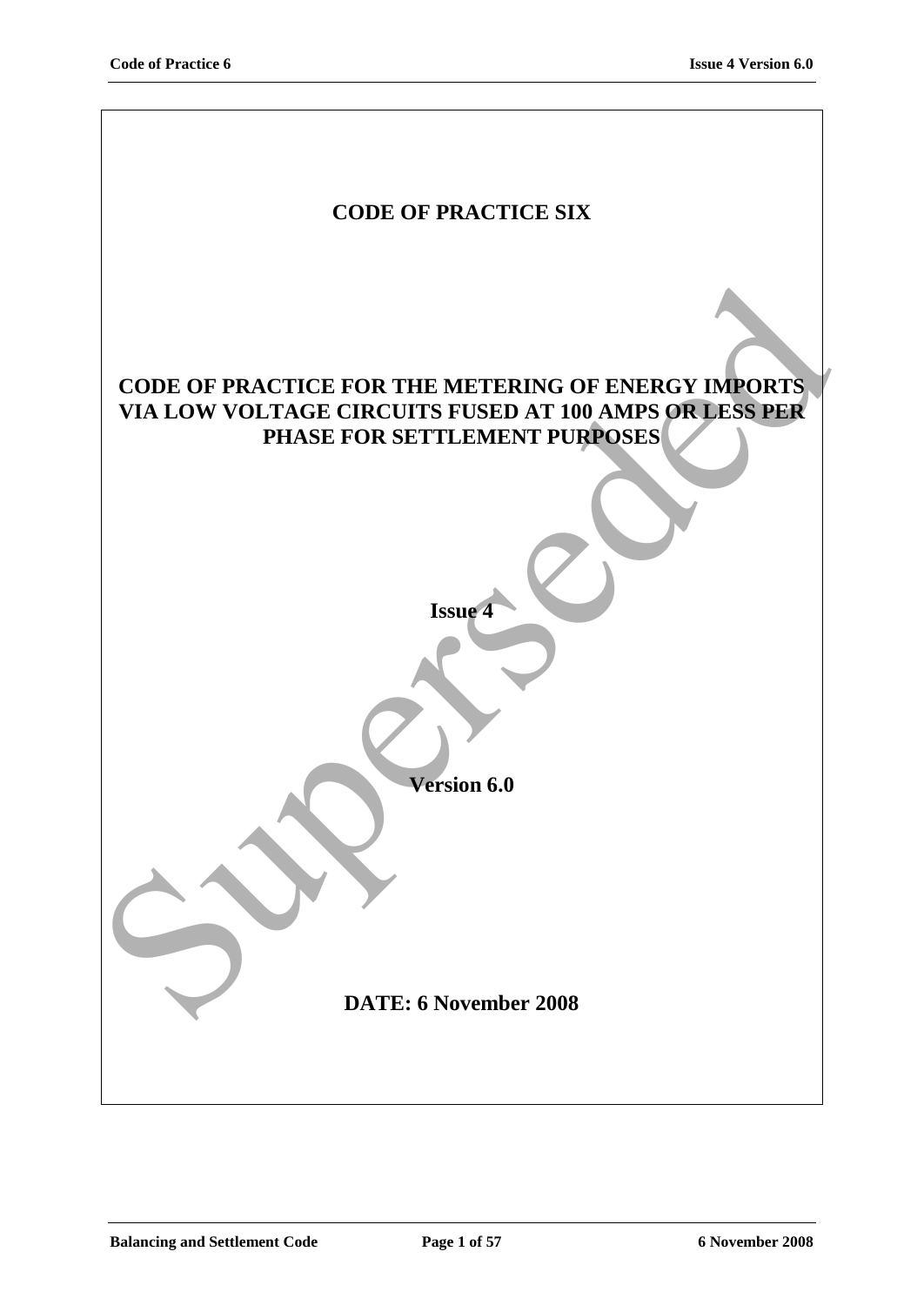# CODE OF PRACTICE SIX

# CODE OF PRACTICE FOR THE METERING OF ENERGY IMPORTS VIA LOW VOLTAGE CIRCUITS FUSED AT 100 AMPS OR LESS PER PHASE FOR SETTLEMENT PURPOSES

**Issue 4**

**Version 6.0**

**DATE: 6 November 2008**

Superseded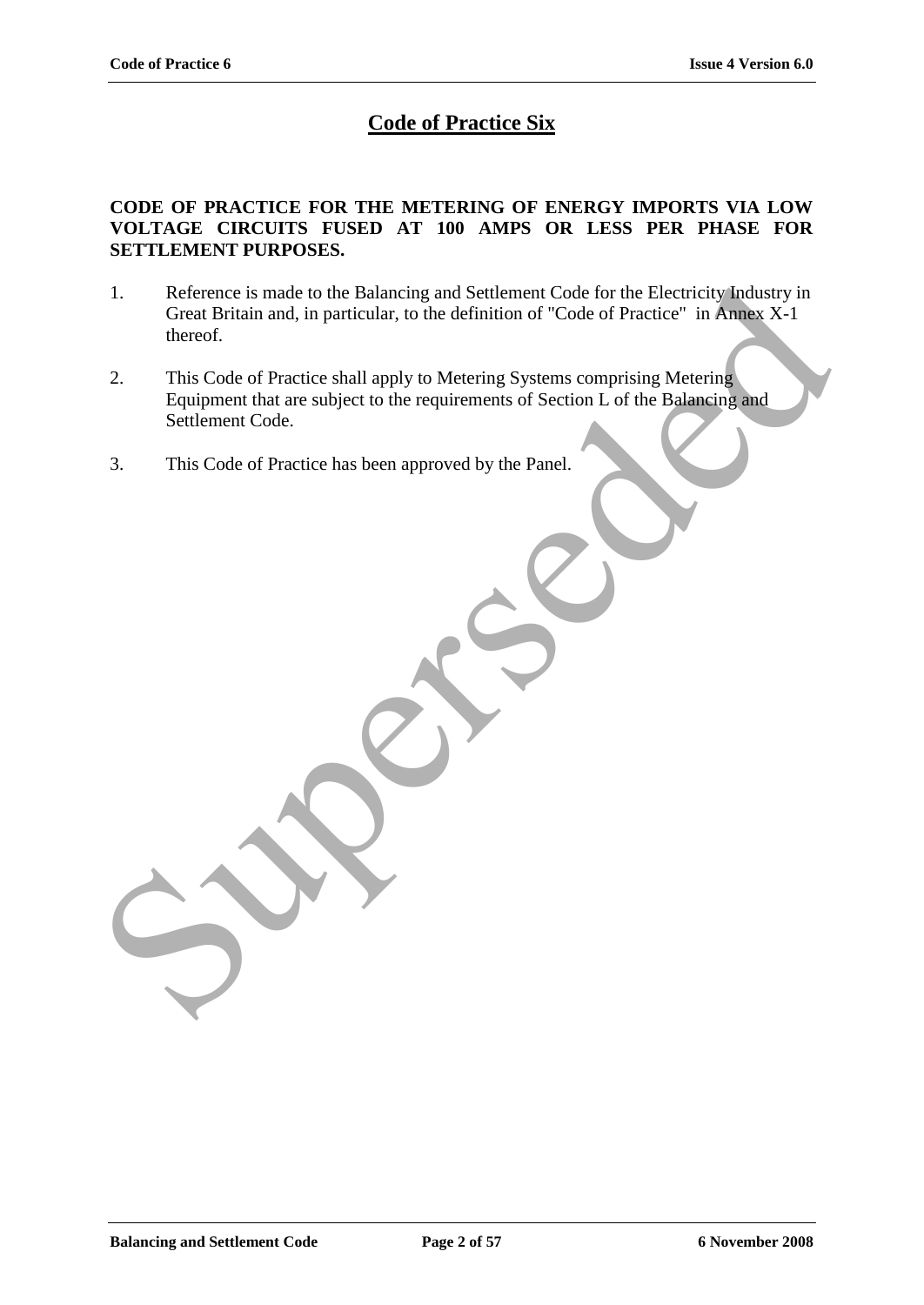# Code of Practice Six

**CODE OF PRACTICE FOR THE METERING OF ENERGY IMPORTS VIA LOW VOLTAGE CIRCUITS FUSED AT 100 AMPS OR LESS PER PHASE FOR SETTLEMENT PURPOSES.**

1. Reference is made to the Balancing and Settlement Code for the Electricity Industry in Great Britain and, in particular, to the definition of "Code of Practice" in Annex X-1 thereof.

2. This Code of Practice shall apply to Metering Systems comprising Metering Equipment that are subject to the requirements of Section L of the Balancing and Settlement Code.

3. This Code of Practice has been approved by the Panel.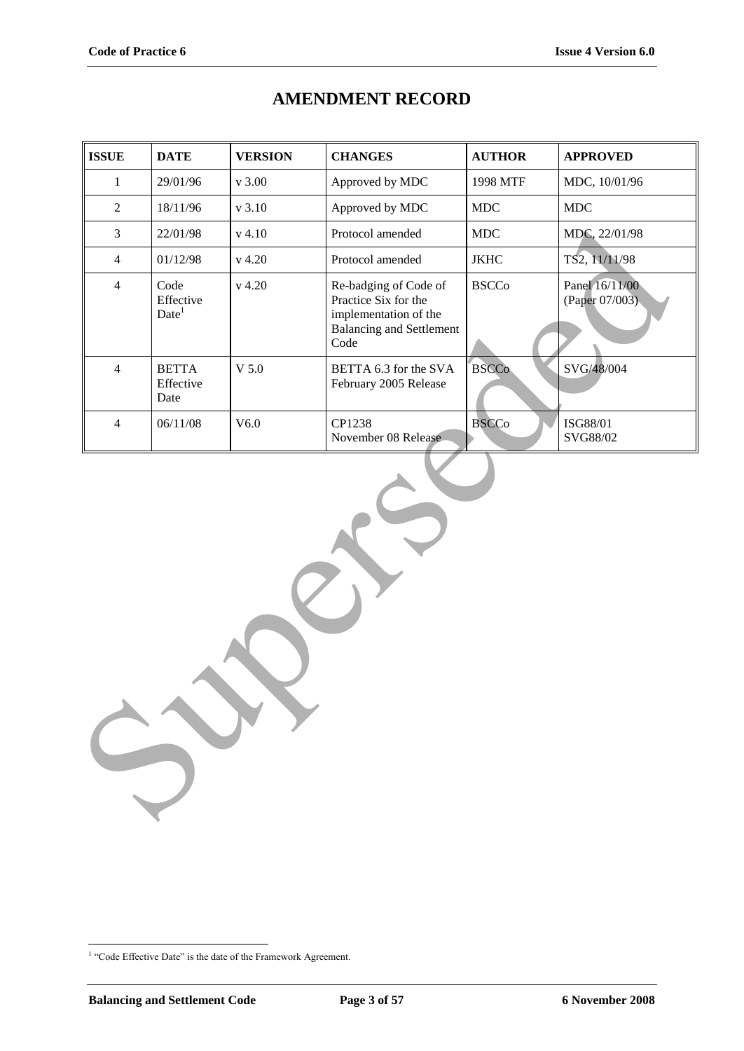# AMENDMENT RECORD

| ISSUE | DATE | VERSION | CHANGES | AUTHOR | APPROVED |
|---|---|---|---|---|---|
| 1 | 29/01/96 | v 3.00 | Approved by MDC | 1998 MTF | MDC, 10/01/96 |
| 2 | 18/11/96 | v 3.10 | Approved by MDC | MDC | MDC |
| 3 | 22/01/98 | v 4.10 | Protocol amended | MDC | MDC, 22/01/98 |
| 4 | 01/12/98 | v 4.20 | Protocol amended | JKHC | TS2, 11/11/98 |
| 4 | Code Effective Date[1] | v 4.20 | Re-badging of Code of Practice Six for the implementation of the Balancing and Settlement Code | BSCCo | Panel 16/11/00 (Paper 07/003) |
| 4 | BETTA Effective Date | V 5.0 | BETTA 6.3 for the SVA February 2005 Release | BSCCo | SVG/48/004 |
| 4 | 06/11/08 | V6.0 | CP1238 November 08 Release | BSCCo | ISG88/01 SVG88/02 |

[1] "Code Effective Date" is the date of the Framework Agreement.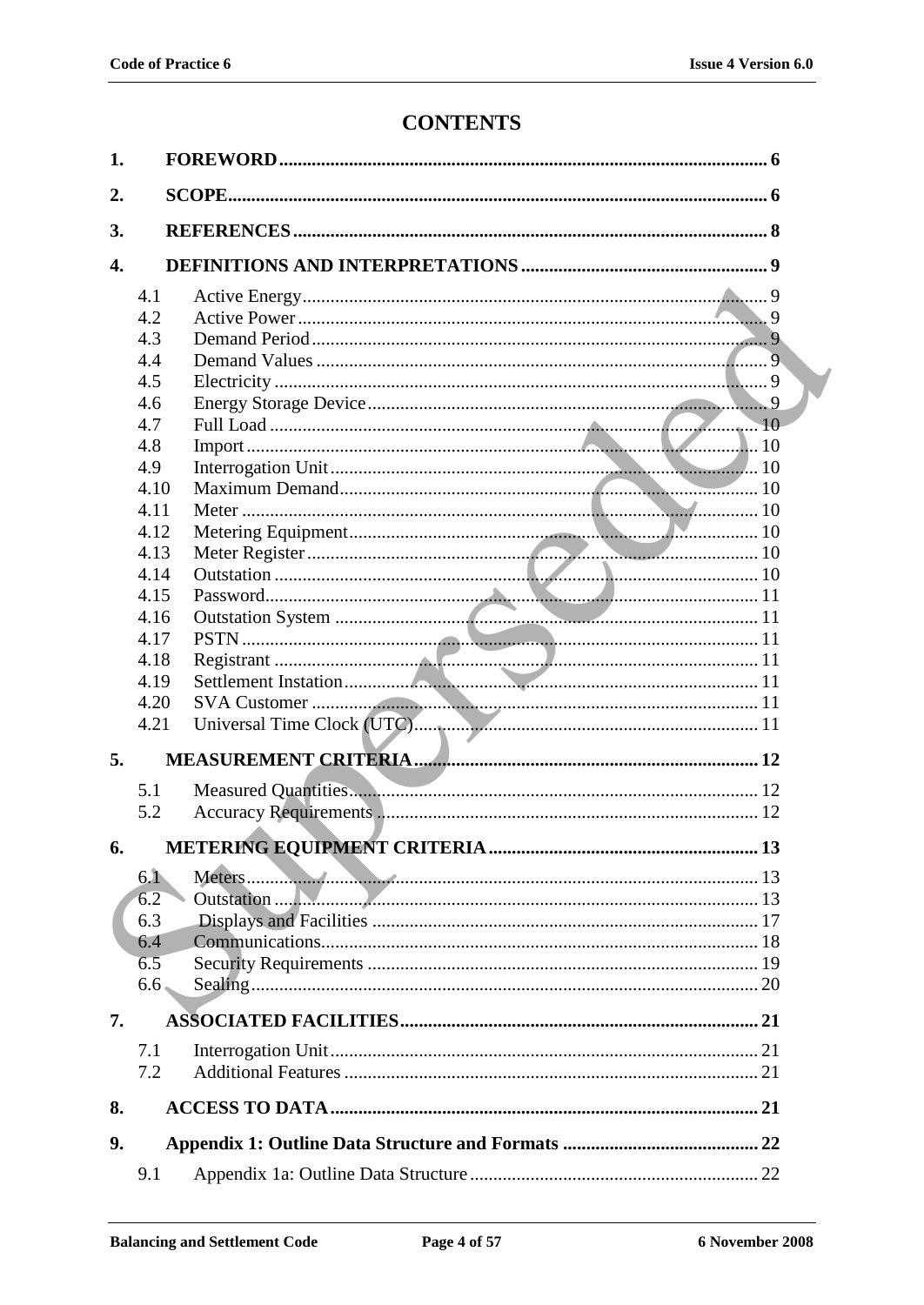# CONTENTS

| | | |
|---|---|---|
| **1.** | **FOREWORD** | **6** |
| **2.** | **SCOPE** | **6** |
| **3.** | **REFERENCES** | **8** |
| **4.** | **DEFINITIONS AND INTERPRETATIONS** | **9** |
| 4.1 | Active Energy | 9 |
| 4.2 | Active Power | 9 |
| 4.3 | Demand Period | 9 |
| 4.4 | Demand Values | 9 |
| 4.5 | Electricity | 9 |
| 4.6 | Energy Storage Device | 9 |
| 4.7 | Full Load | 10 |
| 4.8 | Import | 10 |
| 4.9 | Interrogation Unit | 10 |
| 4.10 | Maximum Demand | 10 |
| 4.11 | Meter | 10 |
| 4.12 | Metering Equipment | 10 |
| 4.13 | Meter Register | 10 |
| 4.14 | Outstation | 10 |
| 4.15 | Password | 11 |
| 4.16 | Outstation System | 11 |
| 4.17 | PSTN | 11 |
| 4.18 | Registrant | 11 |
| 4.19 | Settlement Instation | 11 |
| 4.20 | SVA Customer | 11 |
| 4.21 | Universal Time Clock (UTC) | 11 |
| **5.** | **MEASUREMENT CRITERIA** | **12** |
| 5.1 | Measured Quantities | 12 |
| 5.2 | Accuracy Requirements | 12 |
| **6.** | **METERING EQUIPMENT CRITERIA** | **13** |
| 6.1 | Meters | 13 |
| 6.2 | Outstation | 13 |
| 6.3 | Displays and Facilities | 17 |
| 6.4 | Communications | 18 |
| 6.5 | Security Requirements | 19 |
| 6.6 | Sealing | 20 |
| **7.** | **ASSOCIATED FACILITIES** | **21** |
| 7.1 | Interrogation Unit | 21 |
| 7.2 | Additional Features | 21 |
| **8.** | **ACCESS TO DATA** | **21** |
| **9.** | **Appendix 1: Outline Data Structure and Formats** | **22** |
| 9.1 | Appendix 1a: Outline Data Structure | 22 |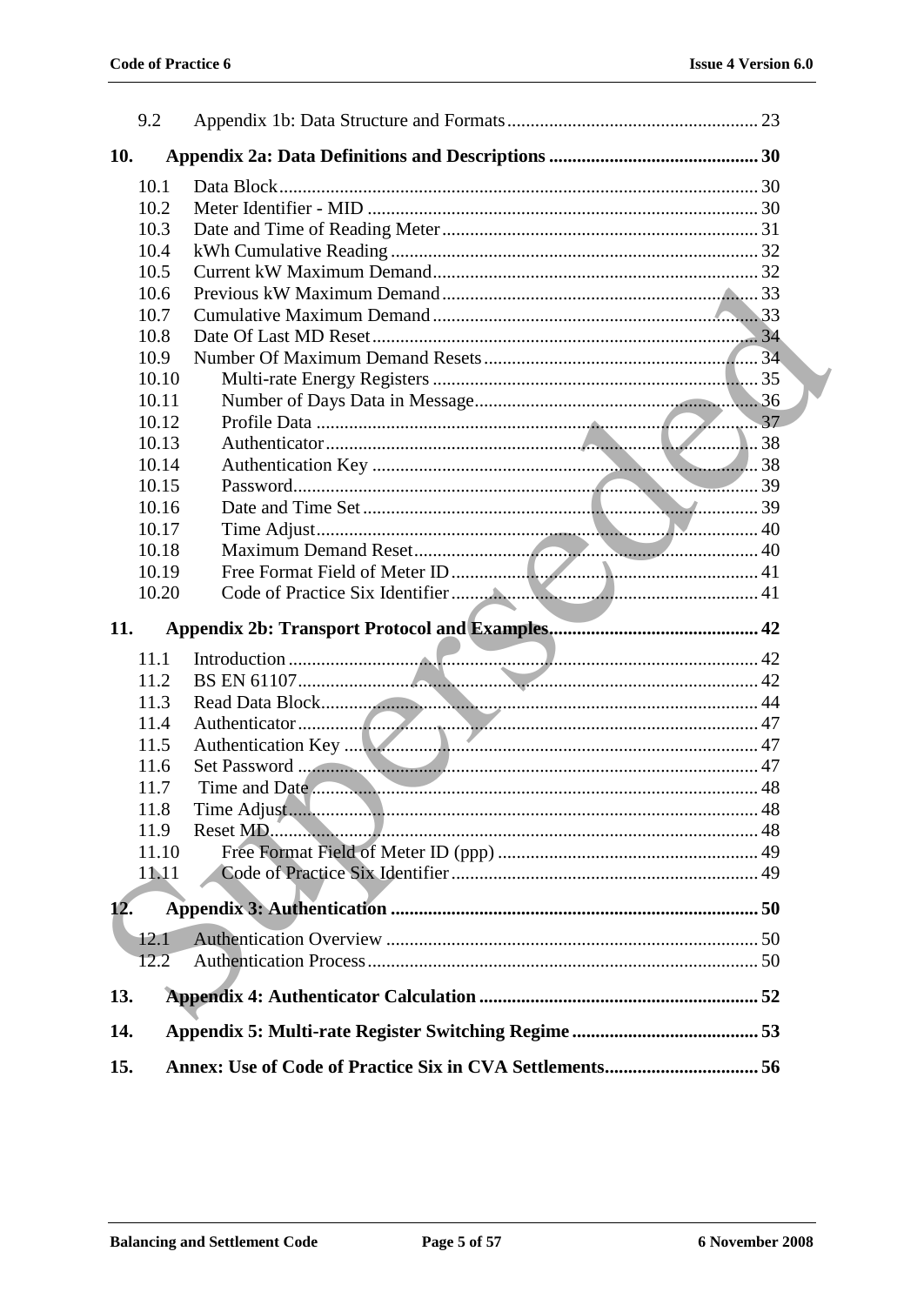9.2 Appendix 1b: Data Structure and Formats ..... 23

**10. Appendix 2a: Data Definitions and Descriptions ..... 30**

10.1 Data Block ..... 30
10.2 Meter Identifier - MID ..... 30
10.3 Date and Time of Reading Meter ..... 31
10.4 kWh Cumulative Reading ..... 32
10.5 Current kW Maximum Demand ..... 32
10.6 Previous kW Maximum Demand ..... 33
10.7 Cumulative Maximum Demand ..... 33
10.8 Date Of Last MD Reset ..... 34
10.9 Number Of Maximum Demand Resets ..... 34
10.10 Multi-rate Energy Registers ..... 35
10.11 Number of Days Data in Message ..... 36
10.12 Profile Data ..... 37
10.13 Authenticator ..... 38
10.14 Authentication Key ..... 38
10.15 Password ..... 39
10.16 Date and Time Set ..... 39
10.17 Time Adjust ..... 40
10.18 Maximum Demand Reset ..... 40
10.19 Free Format Field of Meter ID ..... 41
10.20 Code of Practice Six Identifier ..... 41

**11. Appendix 2b: Transport Protocol and Examples ..... 42**

11.1 Introduction ..... 42
11.2 BS EN 61107 ..... 42
11.3 Read Data Block ..... 44
11.4 Authenticator ..... 47
11.5 Authentication Key ..... 47
11.6 Set Password ..... 47
11.7 Time and Date ..... 48
11.8 Time Adjust ..... 48
11.9 Reset MD ..... 48
11.10 Free Format Field of Meter ID (ppp) ..... 49
11.11 Code of Practice Six Identifier ..... 49

**12. Appendix 3: Authentication ..... 50**

12.1 Authentication Overview ..... 50
12.2 Authentication Process ..... 50

**13. Appendix 4: Authenticator Calculation ..... 52**

**14. Appendix 5: Multi-rate Register Switching Regime ..... 53**

**15. Annex: Use of Code of Practice Six in CVA Settlements ..... 56**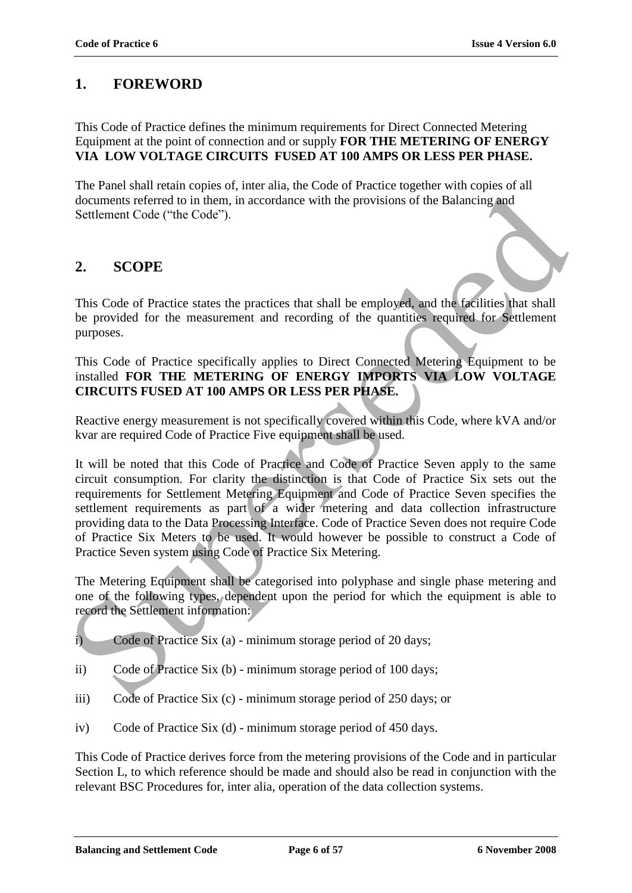## 1. FOREWORD

This Code of Practice defines the minimum requirements for Direct Connected Metering Equipment at the point of connection and or supply **FOR THE METERING OF ENERGY VIA LOW VOLTAGE CIRCUITS FUSED AT 100 AMPS OR LESS PER PHASE.**

The Panel shall retain copies of, inter alia, the Code of Practice together with copies of all documents referred to in them, in accordance with the provisions of the Balancing and Settlement Code ("the Code").

## 2. SCOPE

This Code of Practice states the practices that shall be employed, and the facilities that shall be provided for the measurement and recording of the quantities required for Settlement purposes.

This Code of Practice specifically applies to Direct Connected Metering Equipment to be installed **FOR THE METERING OF ENERGY IMPORTS VIA LOW VOLTAGE CIRCUITS FUSED AT 100 AMPS OR LESS PER PHASE.**

Reactive energy measurement is not specifically covered within this Code, where kVA and/or kvar are required Code of Practice Five equipment shall be used.

It will be noted that this Code of Practice and Code of Practice Seven apply to the same circuit consumption. For clarity the distinction is that Code of Practice Six sets out the requirements for Settlement Metering Equipment and Code of Practice Seven specifies the settlement requirements as part of a wider metering and data collection infrastructure providing data to the Data Processing Interface. Code of Practice Seven does not require Code of Practice Six Meters to be used. It would however be possible to construct a Code of Practice Seven system using Code of Practice Six Metering.

The Metering Equipment shall be categorised into polyphase and single phase metering and one of the following types, dependent upon the period for which the equipment is able to record the Settlement information:

i) Code of Practice Six (a) - minimum storage period of 20 days;

ii) Code of Practice Six (b) - minimum storage period of 100 days;

iii) Code of Practice Six (c) - minimum storage period of 250 days; or

iv) Code of Practice Six (d) - minimum storage period of 450 days.

This Code of Practice derives force from the metering provisions of the Code and in particular Section L, to which reference should be made and should also be read in conjunction with the relevant BSC Procedures for, inter alia, operation of the data collection systems.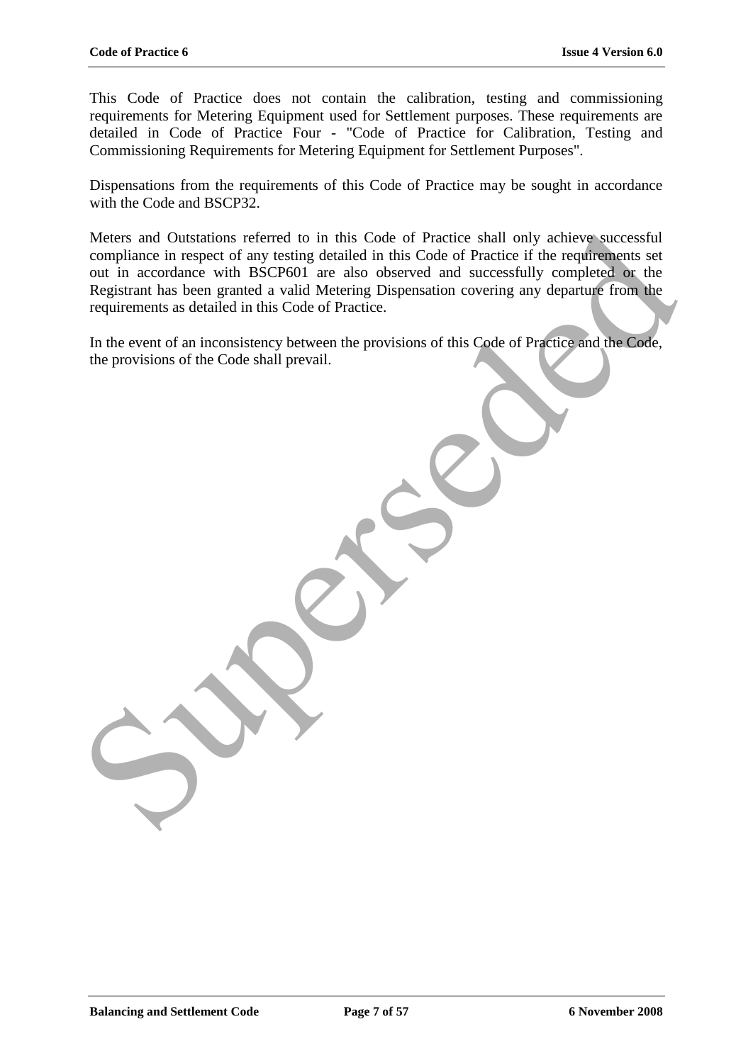This Code of Practice does not contain the calibration, testing and commissioning requirements for Metering Equipment used for Settlement purposes. These requirements are detailed in Code of Practice Four - "Code of Practice for Calibration, Testing and Commissioning Requirements for Metering Equipment for Settlement Purposes".

Dispensations from the requirements of this Code of Practice may be sought in accordance with the Code and BSCP32.

Meters and Outstations referred to in this Code of Practice shall only achieve successful compliance in respect of any testing detailed in this Code of Practice if the requirements set out in accordance with BSCP601 are also observed and successfully completed or the Registrant has been granted a valid Metering Dispensation covering any departure from the requirements as detailed in this Code of Practice.

In the event of an inconsistency between the provisions of this Code of Practice and the Code, the provisions of the Code shall prevail.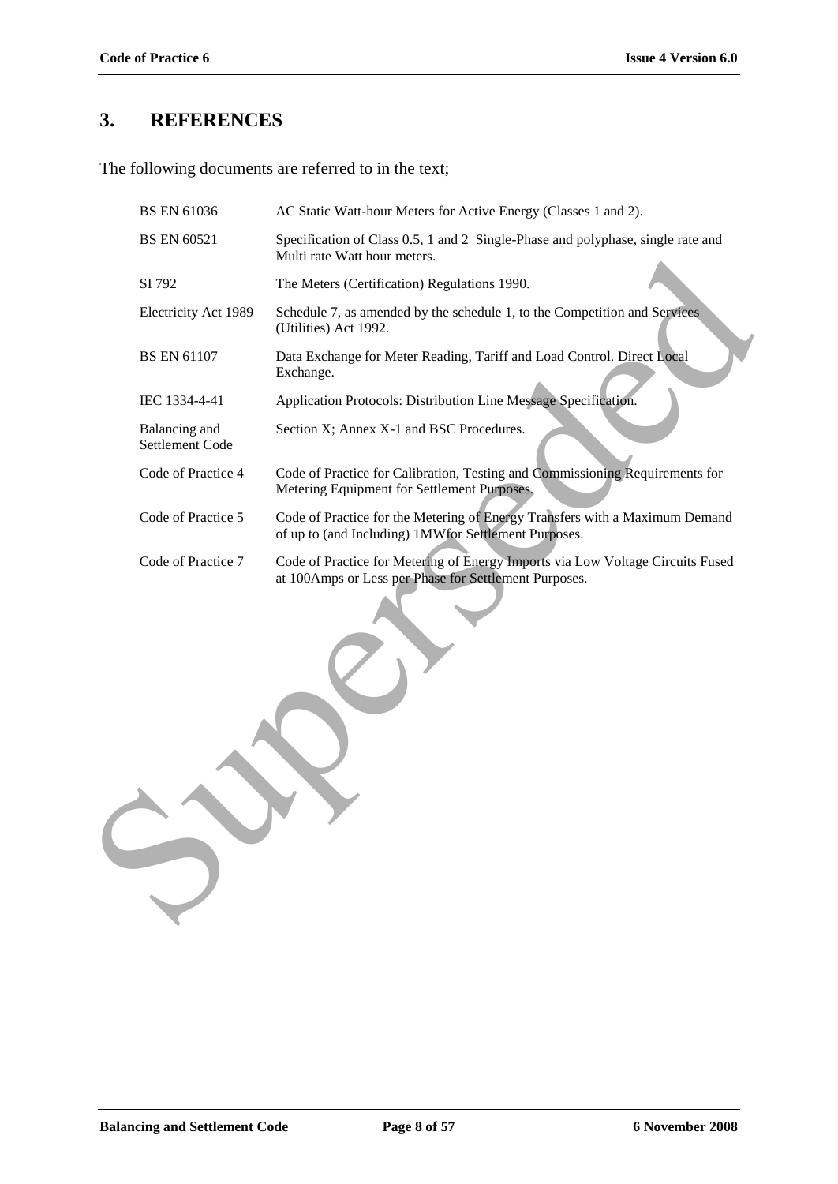## 3. REFERENCES

The following documents are referred to in the text;

| | |
|---|---|
| BS EN 61036 | AC Static Watt-hour Meters for Active Energy (Classes 1 and 2). |
| BS EN 60521 | Specification of Class 0.5, 1 and 2 Single-Phase and polyphase, single rate and Multi rate Watt hour meters. |
| SI 792 | The Meters (Certification) Regulations 1990. |
| Electricity Act 1989 | Schedule 7, as amended by the schedule 1, to the Competition and Services (Utilities) Act 1992. |
| BS EN 61107 | Data Exchange for Meter Reading, Tariff and Load Control. Direct Local Exchange. |
| IEC 1334-4-41 | Application Protocols: Distribution Line Message Specification. |
| Balancing and Settlement Code | Section X; Annex X-1 and BSC Procedures. |
| Code of Practice 4 | Code of Practice for Calibration, Testing and Commissioning Requirements for Metering Equipment for Settlement Purposes. |
| Code of Practice 5 | Code of Practice for the Metering of Energy Transfers with a Maximum Demand of up to (and Including) 1MWfor Settlement Purposes. |
| Code of Practice 7 | Code of Practice for Metering of Energy Imports via Low Voltage Circuits Fused at 100Amps or Less per Phase for Settlement Purposes. |

Superseded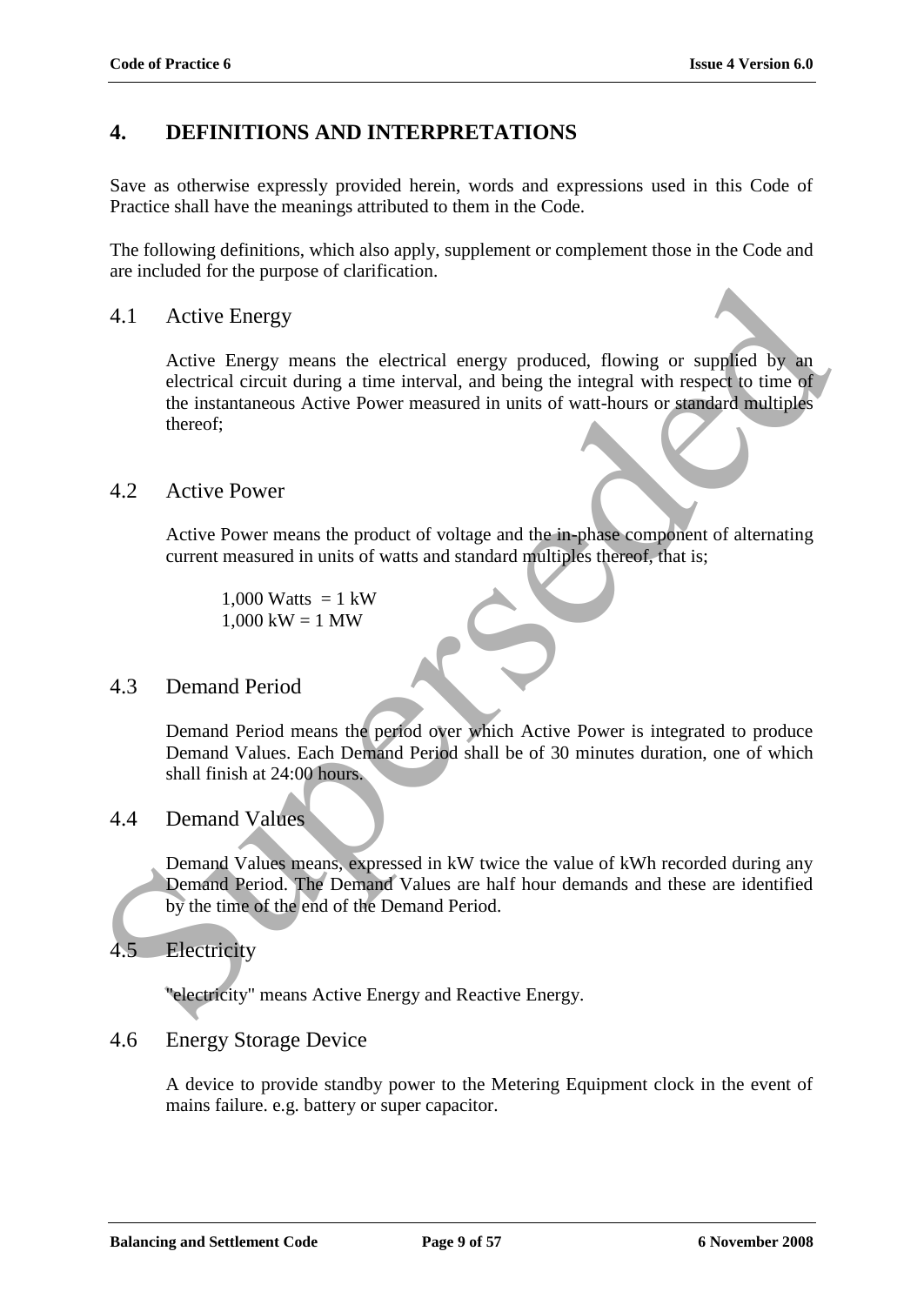# 4. DEFINITIONS AND INTERPRETATIONS

Save as otherwise expressly provided herein, words and expressions used in this Code of Practice shall have the meanings attributed to them in the Code.

The following definitions, which also apply, supplement or complement those in the Code and are included for the purpose of clarification.

## 4.1 Active Energy

Active Energy means the electrical energy produced, flowing or supplied by an electrical circuit during a time interval, and being the integral with respect to time of the instantaneous Active Power measured in units of watt-hours or standard multiples thereof;

## 4.2 Active Power

Active Power means the product of voltage and the in-phase component of alternating current measured in units of watts and standard multiples thereof, that is;

1,000 Watts = 1 kW
1,000 kW = 1 MW

## 4.3 Demand Period

Demand Period means the period over which Active Power is integrated to produce Demand Values. Each Demand Period shall be of 30 minutes duration, one of which shall finish at 24:00 hours.

## 4.4 Demand Values

Demand Values means, expressed in kW twice the value of kWh recorded during any Demand Period. The Demand Values are half hour demands and these are identified by the time of the end of the Demand Period.

## 4.5 Electricity

"electricity" means Active Energy and Reactive Energy.

## 4.6 Energy Storage Device

A device to provide standby power to the Metering Equipment clock in the event of mains failure. e.g. battery or super capacitor.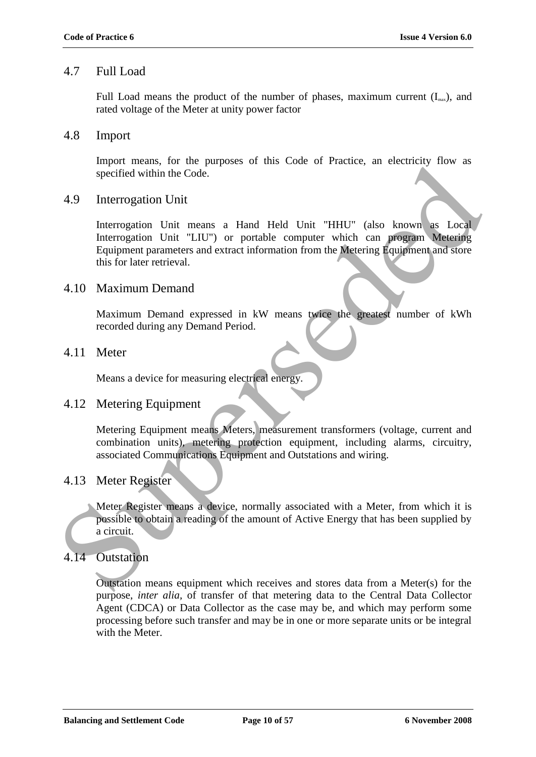## 4.7 Full Load

Full Load means the product of the number of phases, maximum current ($I_{max}$), and rated voltage of the Meter at unity power factor

## 4.8 Import

Import means, for the purposes of this Code of Practice, an electricity flow as specified within the Code.

## 4.9 Interrogation Unit

Interrogation Unit means a Hand Held Unit "HHU" (also known as Local Interrogation Unit "LIU") or portable computer which can program Metering Equipment parameters and extract information from the Metering Equipment and store this for later retrieval.

## 4.10 Maximum Demand

Maximum Demand expressed in kW means twice the greatest number of kWh recorded during any Demand Period.

## 4.11 Meter

Means a device for measuring electrical energy.

## 4.12 Metering Equipment

Metering Equipment means Meters, measurement transformers (voltage, current and combination units), metering protection equipment, including alarms, circuitry, associated Communications Equipment and Outstations and wiring.

## 4.13 Meter Register

Meter Register means a device, normally associated with a Meter, from which it is possible to obtain a reading of the amount of Active Energy that has been supplied by a circuit.

## 4.14 Outstation

Outstation means equipment which receives and stores data from a Meter(s) for the purpose, *inter alia*, of transfer of that metering data to the Central Data Collector Agent (CDCA) or Data Collector as the case may be, and which may perform some processing before such transfer and may be in one or more separate units or be integral with the Meter.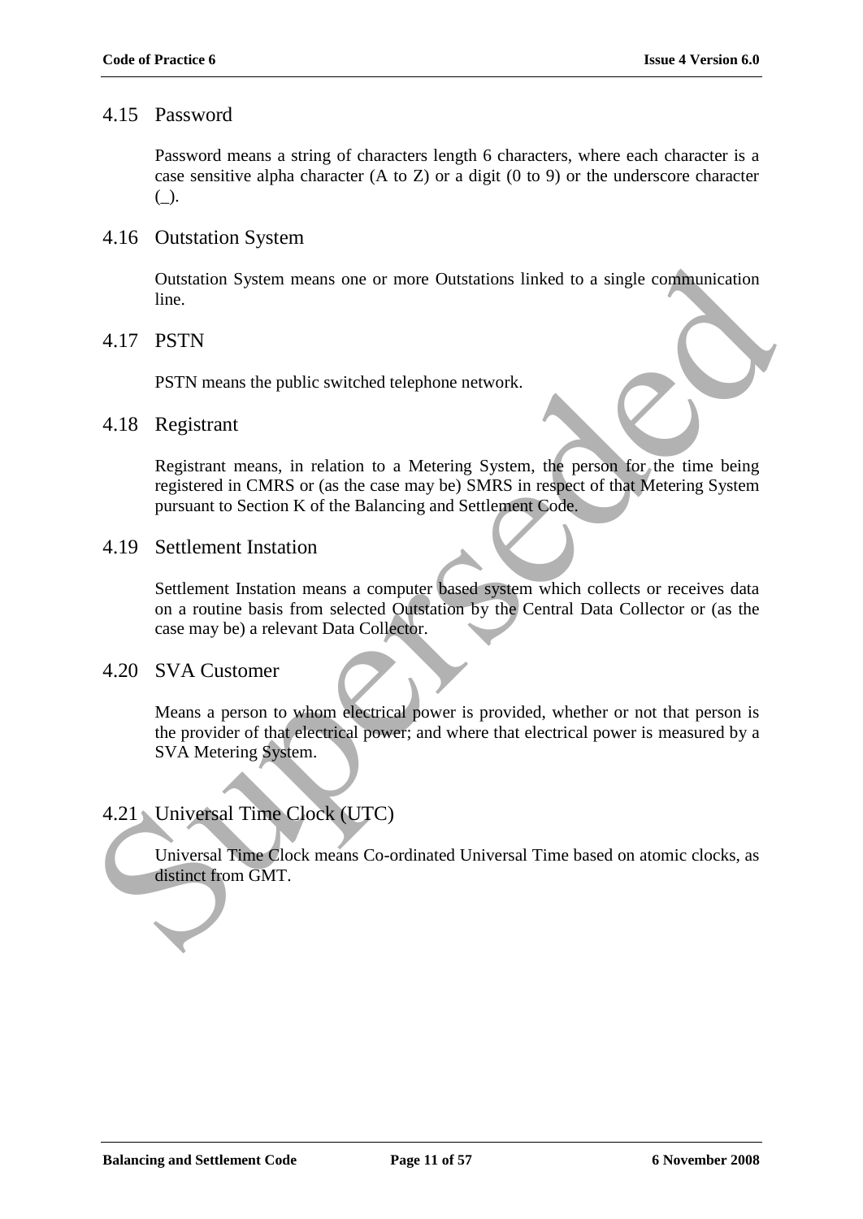## 4.15 Password

Password means a string of characters length 6 characters, where each character is a case sensitive alpha character (A to Z) or a digit (0 to 9) or the underscore character (_).

## 4.16 Outstation System

Outstation System means one or more Outstations linked to a single communication line.

## 4.17 PSTN

PSTN means the public switched telephone network.

## 4.18 Registrant

Registrant means, in relation to a Metering System, the person for the time being registered in CMRS or (as the case may be) SMRS in respect of that Metering System pursuant to Section K of the Balancing and Settlement Code.

## 4.19 Settlement Instation

Settlement Instation means a computer based system which collects or receives data on a routine basis from selected Outstation by the Central Data Collector or (as the case may be) a relevant Data Collector.

## 4.20 SVA Customer

Means a person to whom electrical power is provided, whether or not that person is the provider of that electrical power; and where that electrical power is measured by a SVA Metering System.

## 4.21 Universal Time Clock (UTC)

Universal Time Clock means Co-ordinated Universal Time based on atomic clocks, as distinct from GMT.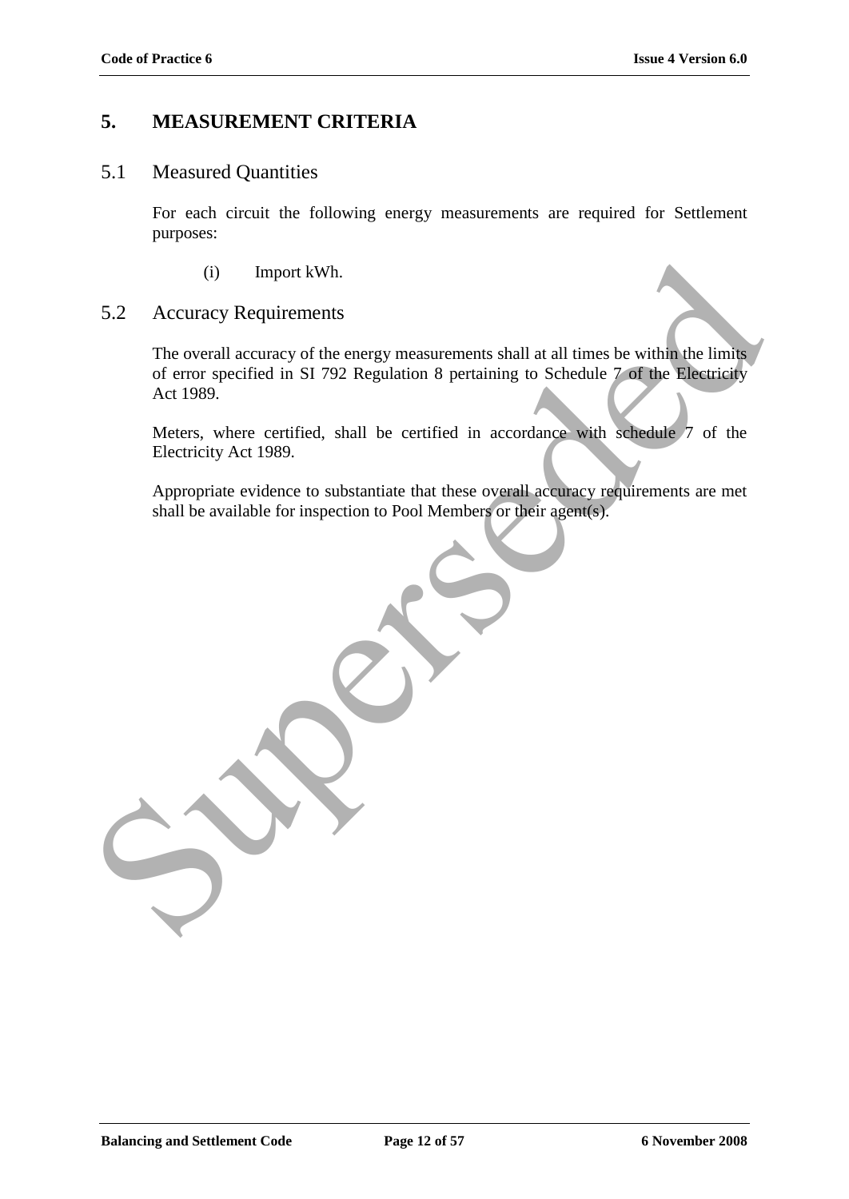# 5. MEASUREMENT CRITERIA

## 5.1 Measured Quantities

For each circuit the following energy measurements are required for Settlement purposes:

(i) Import kWh.

## 5.2 Accuracy Requirements

The overall accuracy of the energy measurements shall at all times be within the limits of error specified in SI 792 Regulation 8 pertaining to Schedule 7 of the Electricity Act 1989.

Meters, where certified, shall be certified in accordance with schedule 7 of the Electricity Act 1989.

Appropriate evidence to substantiate that these overall accuracy requirements are met shall be available for inspection to Pool Members or their agent(s).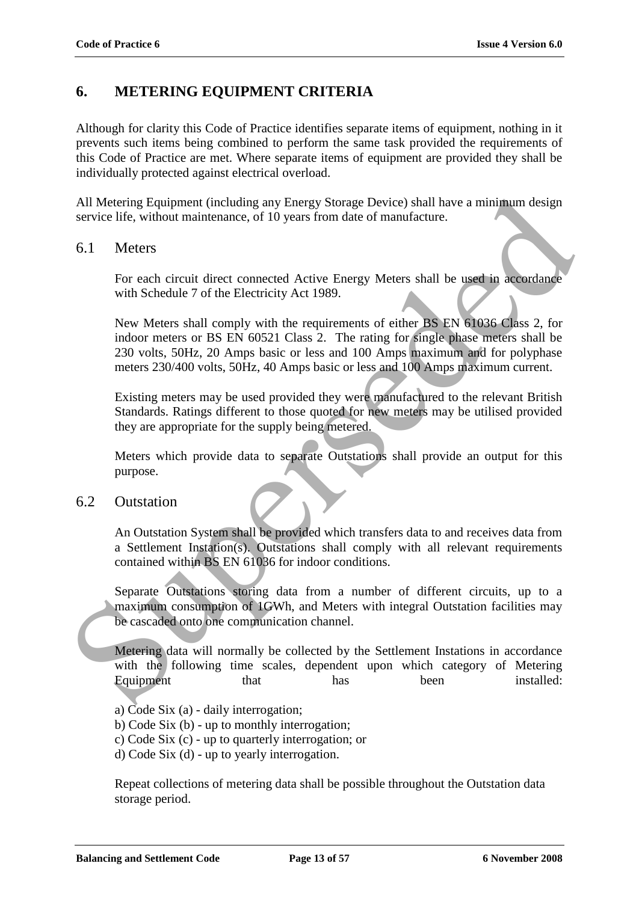# 6. METERING EQUIPMENT CRITERIA

Although for clarity this Code of Practice identifies separate items of equipment, nothing in it prevents such items being combined to perform the same task provided the requirements of this Code of Practice are met. Where separate items of equipment are provided they shall be individually protected against electrical overload.

All Metering Equipment (including any Energy Storage Device) shall have a minimum design service life, without maintenance, of 10 years from date of manufacture.

## 6.1 Meters

For each circuit direct connected Active Energy Meters shall be used in accordance with Schedule 7 of the Electricity Act 1989.

New Meters shall comply with the requirements of either BS EN 61036 Class 2, for indoor meters or BS EN 60521 Class 2. The rating for single phase meters shall be 230 volts, 50Hz, 20 Amps basic or less and 100 Amps maximum and for polyphase meters 230/400 volts, 50Hz, 40 Amps basic or less and 100 Amps maximum current.

Existing meters may be used provided they were manufactured to the relevant British Standards. Ratings different to those quoted for new meters may be utilised provided they are appropriate for the supply being metered.

Meters which provide data to separate Outstations shall provide an output for this purpose.

## 6.2 Outstation

An Outstation System shall be provided which transfers data to and receives data from a Settlement Instation(s). Outstations shall comply with all relevant requirements contained within BS EN 61036 for indoor conditions.

Separate Outstations storing data from a number of different circuits, up to a maximum consumption of 1GWh, and Meters with integral Outstation facilities may be cascaded onto one communication channel.

Metering data will normally be collected by the Settlement Instations in accordance with the following time scales, dependent upon which category of Metering Equipment that has been installed:

a) Code Six (a) - daily interrogation;
b) Code Six (b) - up to monthly interrogation;
c) Code Six (c) - up to quarterly interrogation; or
d) Code Six (d) - up to yearly interrogation.

Repeat collections of metering data shall be possible throughout the Outstation data storage period.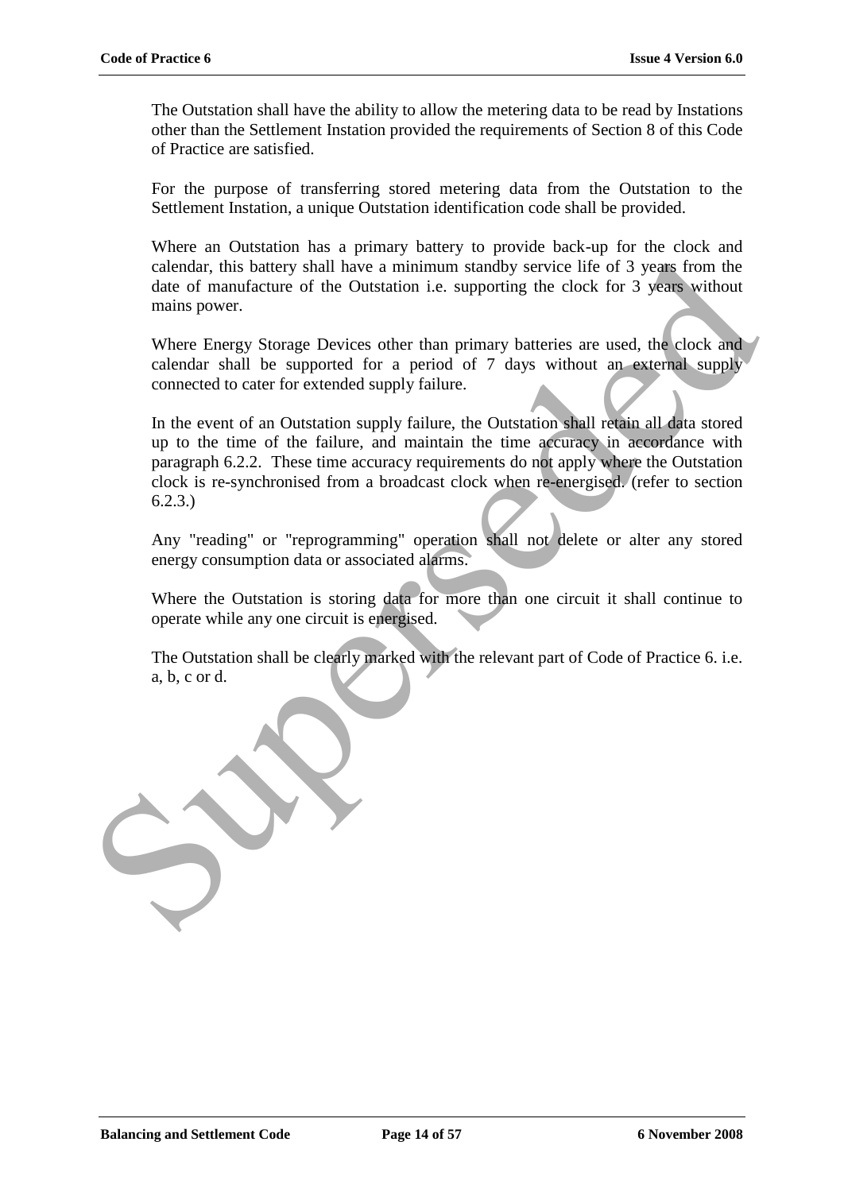The Outstation shall have the ability to allow the metering data to be read by Instations other than the Settlement Instation provided the requirements of Section 8 of this Code of Practice are satisfied.

For the purpose of transferring stored metering data from the Outstation to the Settlement Instation, a unique Outstation identification code shall be provided.

Where an Outstation has a primary battery to provide back-up for the clock and calendar, this battery shall have a minimum standby service life of 3 years from the date of manufacture of the Outstation i.e. supporting the clock for 3 years without mains power.

Where Energy Storage Devices other than primary batteries are used, the clock and calendar shall be supported for a period of 7 days without an external supply connected to cater for extended supply failure.

In the event of an Outstation supply failure, the Outstation shall retain all data stored up to the time of the failure, and maintain the time accuracy in accordance with paragraph 6.2.2. These time accuracy requirements do not apply where the Outstation clock is re-synchronised from a broadcast clock when re-energised. (refer to section 6.2.3.)

Any "reading" or "reprogramming" operation shall not delete or alter any stored energy consumption data or associated alarms.

Where the Outstation is storing data for more than one circuit it shall continue to operate while any one circuit is energised.

The Outstation shall be clearly marked with the relevant part of Code of Practice 6. i.e. a, b, c or d.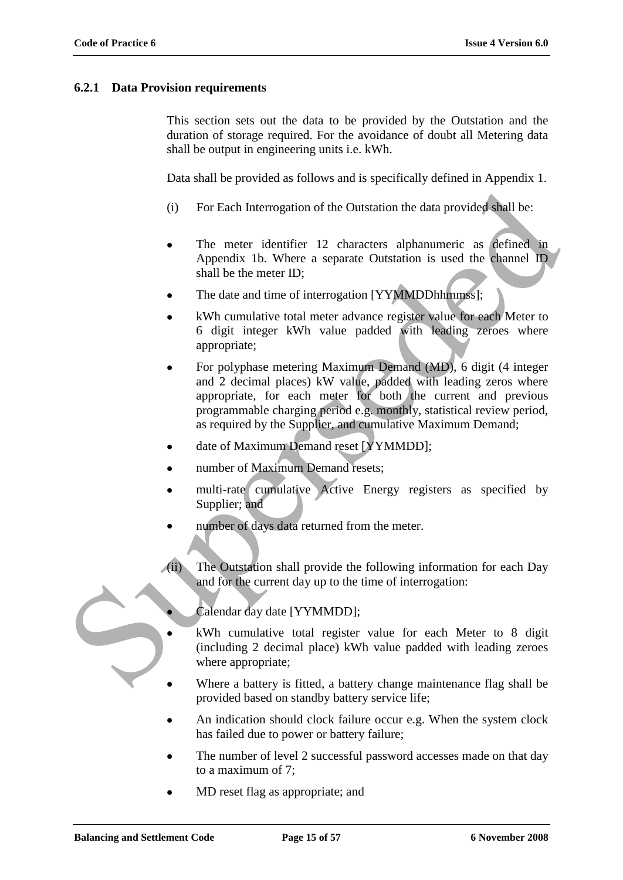### 6.2.1 Data Provision requirements

This section sets out the data to be provided by the Outstation and the duration of storage required. For the avoidance of doubt all Metering data shall be output in engineering units i.e. kWh.

Data shall be provided as follows and is specifically defined in Appendix 1.

(i) For Each Interrogation of the Outstation the data provided shall be:

- The meter identifier 12 characters alphanumeric as defined in Appendix 1b. Where a separate Outstation is used the channel ID shall be the meter ID;
- The date and time of interrogation [YYMMDDhhmmss];
- kWh cumulative total meter advance register value for each Meter to 6 digit integer kWh value padded with leading zeroes where appropriate;
- For polyphase metering Maximum Demand (MD), 6 digit (4 integer and 2 decimal places) kW value, padded with leading zeros where appropriate, for each meter for both the current and previous programmable charging period e.g. monthly, statistical review period, as required by the Supplier, and cumulative Maximum Demand;
- date of Maximum Demand reset [YYMMDD];
- number of Maximum Demand resets;
- multi-rate cumulative Active Energy registers as specified by Supplier; and
- number of days data returned from the meter.

(ii) The Outstation shall provide the following information for each Day and for the current day up to the time of interrogation:

- Calendar day date [YYMMDD];
- kWh cumulative total register value for each Meter to 8 digit (including 2 decimal place) kWh value padded with leading zeroes where appropriate;
- Where a battery is fitted, a battery change maintenance flag shall be provided based on standby battery service life;
- An indication should clock failure occur e.g. When the system clock has failed due to power or battery failure;
- The number of level 2 successful password accesses made on that day to a maximum of 7;
- MD reset flag as appropriate; and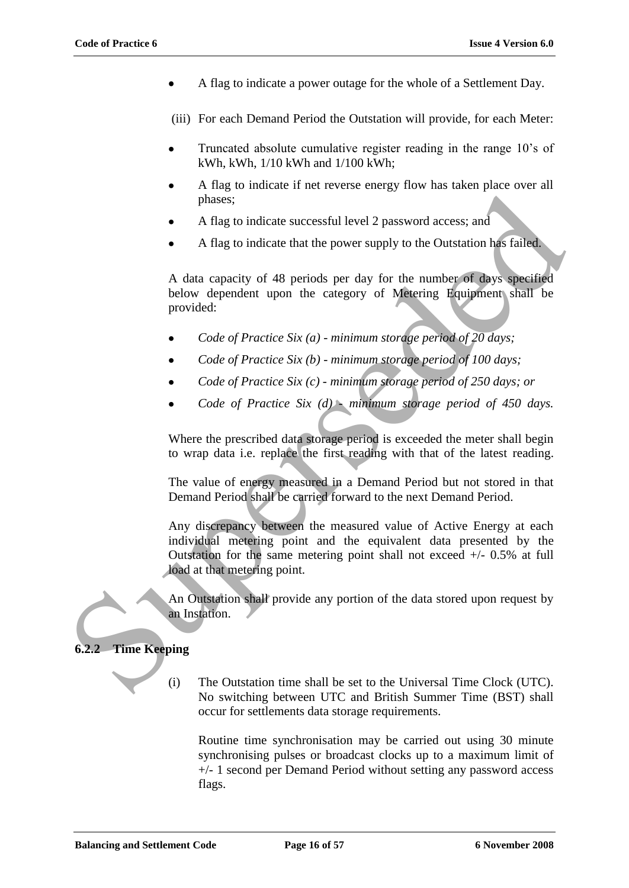- A flag to indicate a power outage for the whole of a Settlement Day.

(iii) For each Demand Period the Outstation will provide, for each Meter:

- Truncated absolute cumulative register reading in the range 10's of kWh, kWh, 1/10 kWh and 1/100 kWh;
- A flag to indicate if net reverse energy flow has taken place over all phases;
- A flag to indicate successful level 2 password access; and
- A flag to indicate that the power supply to the Outstation has failed.

A data capacity of 48 periods per day for the number of days specified below dependent upon the category of Metering Equipment shall be provided:

- *Code of Practice Six (a) - minimum storage period of 20 days;*
- *Code of Practice Six (b) - minimum storage period of 100 days;*
- *Code of Practice Six (c) - minimum storage period of 250 days; or*
- *Code of Practice Six (d) - minimum storage period of 450 days.*

Where the prescribed data storage period is exceeded the meter shall begin to wrap data i.e. replace the first reading with that of the latest reading.

The value of energy measured in a Demand Period but not stored in that Demand Period shall be carried forward to the next Demand Period.

Any discrepancy between the measured value of Active Energy at each individual metering point and the equivalent data presented by the Outstation for the same metering point shall not exceed +/- 0.5% at full load at that metering point.

An Outstation shall provide any portion of the data stored upon request by an Instation.

### 6.2.2 Time Keeping

(i) The Outstation time shall be set to the Universal Time Clock (UTC). No switching between UTC and British Summer Time (BST) shall occur for settlements data storage requirements.

Routine time synchronisation may be carried out using 30 minute synchronising pulses or broadcast clocks up to a maximum limit of +/- 1 second per Demand Period without setting any password access flags.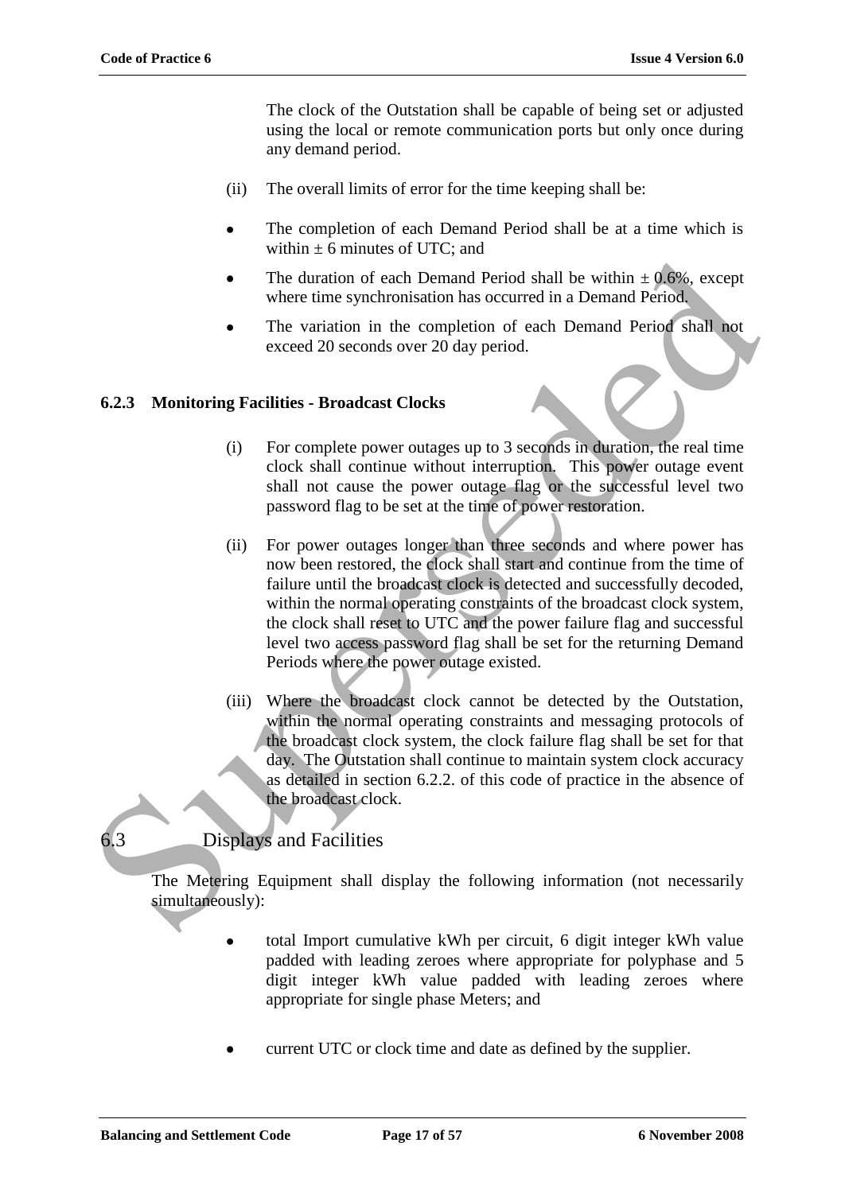The clock of the Outstation shall be capable of being set or adjusted using the local or remote communication ports but only once during any demand period.

(ii) The overall limits of error for the time keeping shall be:

- The completion of each Demand Period shall be at a time which is within ± 6 minutes of UTC; and
- The duration of each Demand Period shall be within ± 0.6%, except where time synchronisation has occurred in a Demand Period.
- The variation in the completion of each Demand Period shall not exceed 20 seconds over 20 day period.

### 6.2.3 Monitoring Facilities - Broadcast Clocks

(i) For complete power outages up to 3 seconds in duration, the real time clock shall continue without interruption. This power outage event shall not cause the power outage flag or the successful level two password flag to be set at the time of power restoration.

(ii) For power outages longer than three seconds and where power has now been restored, the clock shall start and continue from the time of failure until the broadcast clock is detected and successfully decoded, within the normal operating constraints of the broadcast clock system, the clock shall reset to UTC and the power failure flag and successful level two access password flag shall be set for the returning Demand Periods where the power outage existed.

(iii) Where the broadcast clock cannot be detected by the Outstation, within the normal operating constraints and messaging protocols of the broadcast clock system, the clock failure flag shall be set for that day. The Outstation shall continue to maintain system clock accuracy as detailed in section 6.2.2. of this code of practice in the absence of the broadcast clock.

## 6.3 Displays and Facilities

The Metering Equipment shall display the following information (not necessarily simultaneously):

- total Import cumulative kWh per circuit, 6 digit integer kWh value padded with leading zeroes where appropriate for polyphase and 5 digit integer kWh value padded with leading zeroes where appropriate for single phase Meters; and
- current UTC or clock time and date as defined by the supplier.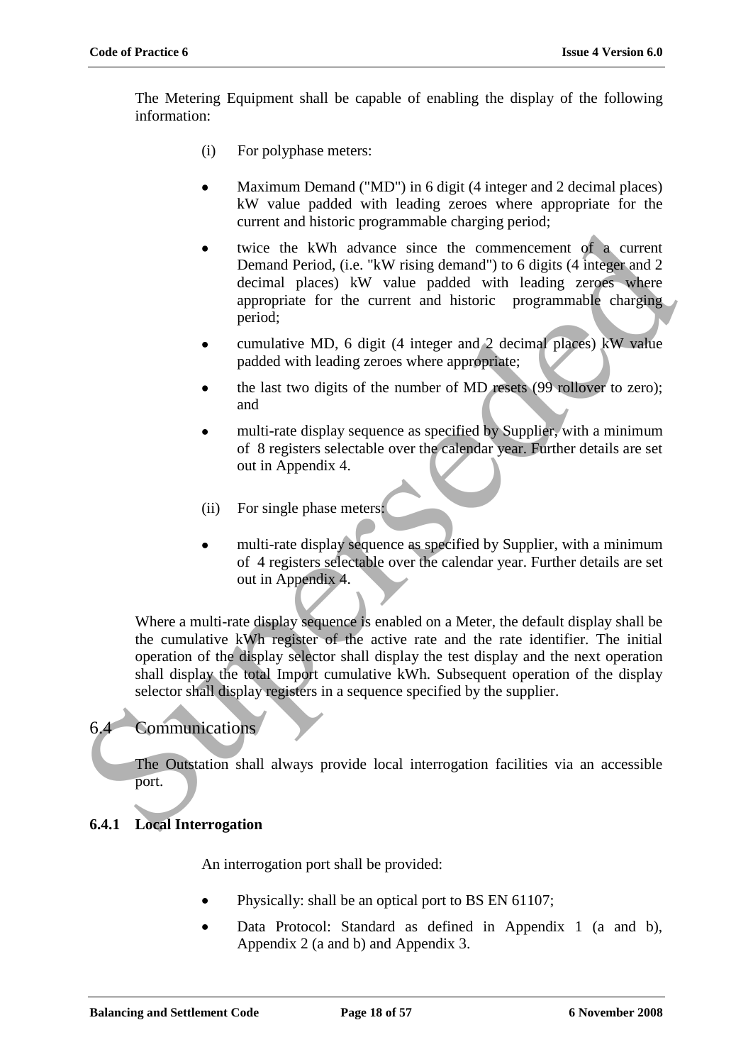The Metering Equipment shall be capable of enabling the display of the following information:

(i) For polyphase meters:

- Maximum Demand ("MD") in 6 digit (4 integer and 2 decimal places) kW value padded with leading zeroes where appropriate for the current and historic programmable charging period;
- twice the kWh advance since the commencement of a current Demand Period, (i.e. "kW rising demand") to 6 digits (4 integer and 2 decimal places) kW value padded with leading zeroes where appropriate for the current and historic programmable charging period;
- cumulative MD, 6 digit (4 integer and 2 decimal places) kW value padded with leading zeroes where appropriate;
- the last two digits of the number of MD resets (99 rollover to zero); and
- multi-rate display sequence as specified by Supplier, with a minimum of 8 registers selectable over the calendar year. Further details are set out in Appendix 4.

(ii) For single phase meters:

- multi-rate display sequence as specified by Supplier, with a minimum of 4 registers selectable over the calendar year. Further details are set out in Appendix 4.

Where a multi-rate display sequence is enabled on a Meter, the default display shall be the cumulative kWh register of the active rate and the rate identifier. The initial operation of the display selector shall display the test display and the next operation shall display the total Import cumulative kWh. Subsequent operation of the display selector shall display registers in a sequence specified by the supplier.

## 6.4 Communications

The Outstation shall always provide local interrogation facilities via an accessible port.

### 6.4.1 Local Interrogation

An interrogation port shall be provided:

- Physically: shall be an optical port to BS EN 61107;
- Data Protocol: Standard as defined in Appendix 1 (a and b), Appendix 2 (a and b) and Appendix 3.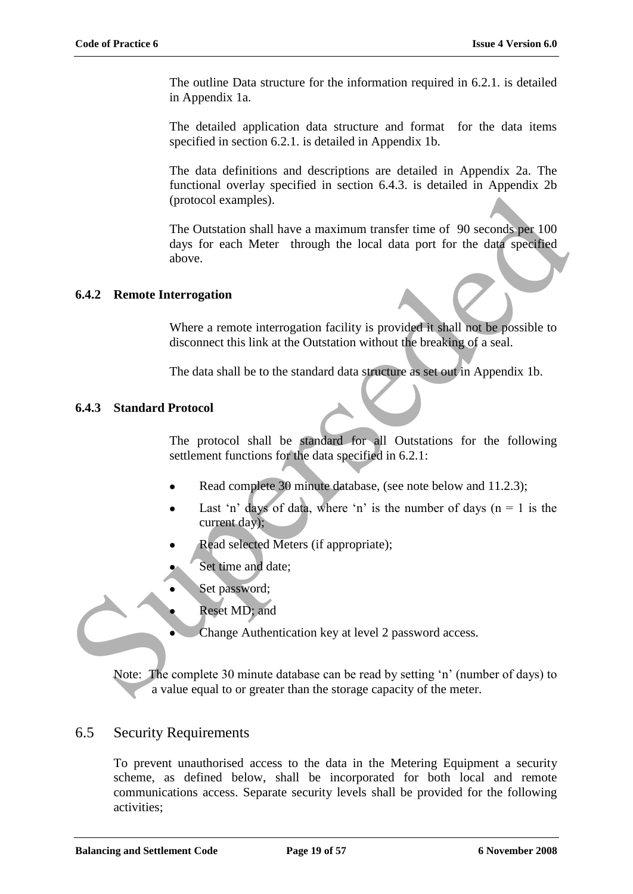The outline Data structure for the information required in 6.2.1. is detailed in Appendix 1a.

The detailed application data structure and format for the data items specified in section 6.2.1. is detailed in Appendix 1b.

The data definitions and descriptions are detailed in Appendix 2a. The functional overlay specified in section 6.4.3. is detailed in Appendix 2b (protocol examples).

The Outstation shall have a maximum transfer time of 90 seconds per 100 days for each Meter through the local data port for the data specified above.

### 6.4.2 Remote Interrogation

Where a remote interrogation facility is provided it shall not be possible to disconnect this link at the Outstation without the breaking of a seal.

The data shall be to the standard data structure as set out in Appendix 1b.

### 6.4.3 Standard Protocol

The protocol shall be standard for all Outstations for the following settlement functions for the data specified in 6.2.1:

- Read complete 30 minute database, (see note below and 11.2.3);
- Last 'n' days of data, where 'n' is the number of days (n = 1 is the current day);
- Read selected Meters (if appropriate);
- Set time and date;
- Set password;
- Reset MD; and
- Change Authentication key at level 2 password access.

Note: The complete 30 minute database can be read by setting 'n' (number of days) to a value equal to or greater than the storage capacity of the meter.

## 6.5 Security Requirements

To prevent unauthorised access to the data in the Metering Equipment a security scheme, as defined below, shall be incorporated for both local and remote communications access. Separate security levels shall be provided for the following activities;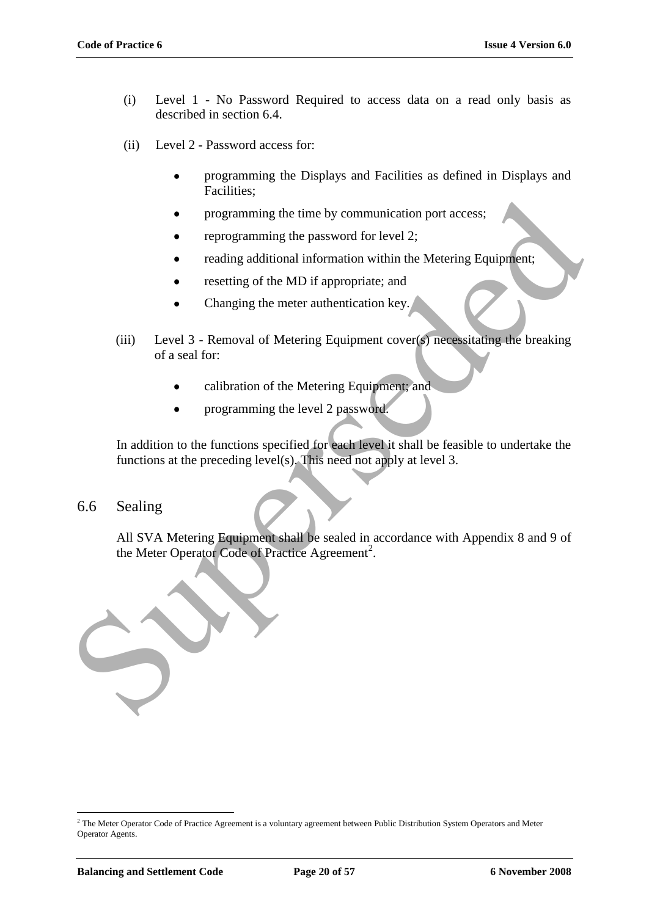(i) Level 1 - No Password Required to access data on a read only basis as described in section 6.4.

(ii) Level 2 - Password access for:

- programming the Displays and Facilities as defined in Displays and Facilities;
- programming the time by communication port access;
- reprogramming the password for level 2;
- reading additional information within the Metering Equipment;
- resetting of the MD if appropriate; and
- Changing the meter authentication key.

(iii) Level 3 - Removal of Metering Equipment cover(s) necessitating the breaking of a seal for:

- calibration of the Metering Equipment; and
- programming the level 2 password.

In addition to the functions specified for each level it shall be feasible to undertake the functions at the preceding level(s). This need not apply at level 3.

## 6.6 Sealing

All SVA Metering Equipment shall be sealed in accordance with Appendix 8 and 9 of the Meter Operator Code of Practice Agreement[2].

[2] The Meter Operator Code of Practice Agreement is a voluntary agreement between Public Distribution System Operators and Meter Operator Agents.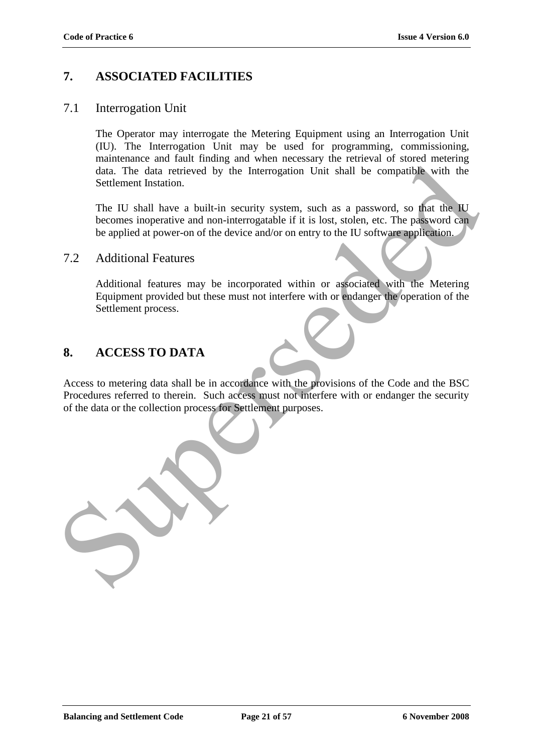# 7. ASSOCIATED FACILITIES

## 7.1 Interrogation Unit

The Operator may interrogate the Metering Equipment using an Interrogation Unit (IU). The Interrogation Unit may be used for programming, commissioning, maintenance and fault finding and when necessary the retrieval of stored metering data. The data retrieved by the Interrogation Unit shall be compatible with the Settlement Instation.

The IU shall have a built-in security system, such as a password, so that the IU becomes inoperative and non-interrogatable if it is lost, stolen, etc. The password can be applied at power-on of the device and/or on entry to the IU software application.

## 7.2 Additional Features

Additional features may be incorporated within or associated with the Metering Equipment provided but these must not interfere with or endanger the operation of the Settlement process.

# 8. ACCESS TO DATA

Access to metering data shall be in accordance with the provisions of the Code and the BSC Procedures referred to therein. Such access must not interfere with or endanger the security of the data or the collection process for Settlement purposes.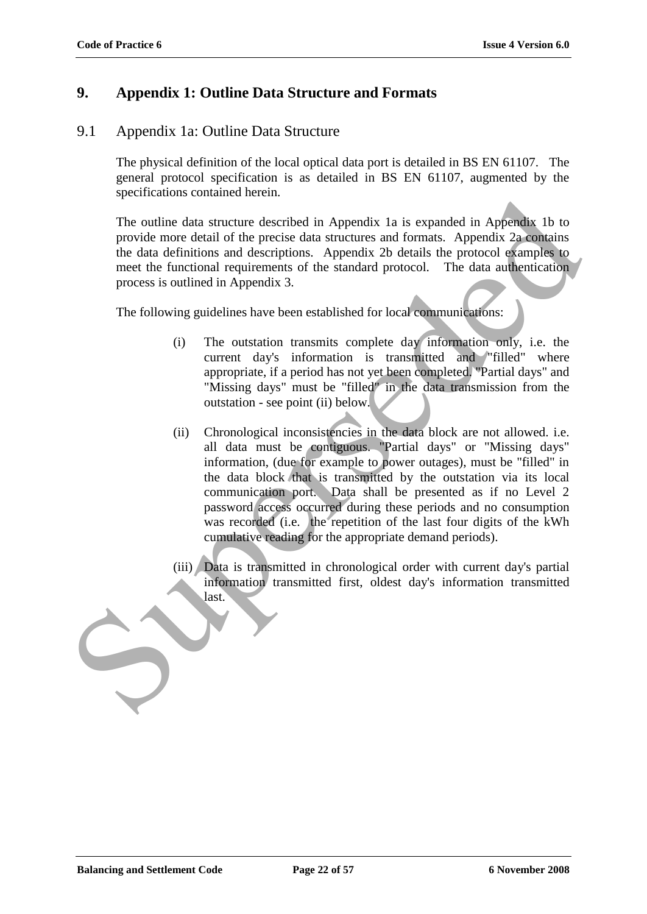# 9. Appendix 1: Outline Data Structure and Formats

## 9.1 Appendix 1a: Outline Data Structure

The physical definition of the local optical data port is detailed in BS EN 61107. The general protocol specification is as detailed in BS EN 61107, augmented by the specifications contained herein.

The outline data structure described in Appendix 1a is expanded in Appendix 1b to provide more detail of the precise data structures and formats. Appendix 2a contains the data definitions and descriptions. Appendix 2b details the protocol examples to meet the functional requirements of the standard protocol. The data authentication process is outlined in Appendix 3.

The following guidelines have been established for local communications:

(i) The outstation transmits complete day information only, i.e. the current day's information is transmitted and "filled" where appropriate, if a period has not yet been completed. "Partial days" and "Missing days" must be "filled" in the data transmission from the outstation - see point (ii) below.

(ii) Chronological inconsistencies in the data block are not allowed. i.e. all data must be contiguous. "Partial days" or "Missing days" information, (due for example to power outages), must be "filled" in the data block that is transmitted by the outstation via its local communication port. Data shall be presented as if no Level 2 password access occurred during these periods and no consumption was recorded (i.e. the repetition of the last four digits of the kWh cumulative reading for the appropriate demand periods).

(iii) Data is transmitted in chronological order with current day's partial information transmitted first, oldest day's information transmitted last.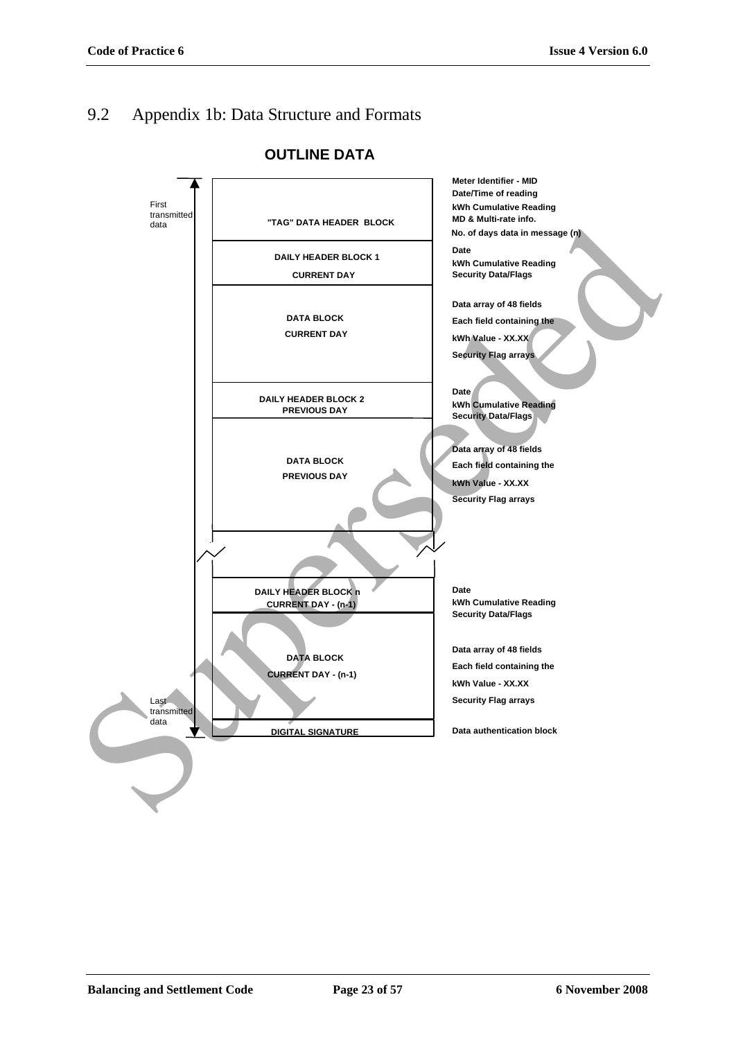## 9.2 Appendix 1b: Data Structure and Formats

**OUTLINE DATA**

| Transmission order | Block | Contents |
|---|---|---|
| First transmitted data | "TAG" DATA HEADER BLOCK | Meter Identifier - MID<br>Date/Time of reading<br>kWh Cumulative Reading<br>MD & Multi-rate info.<br>No. of days data in message (n) |
| | DAILY HEADER BLOCK 1<br>CURRENT DAY | Date<br>kWh Cumulative Reading<br>Security Data/Flags |
| | DATA BLOCK<br>CURRENT DAY | Data array of 48 fields<br>Each field containing the<br>kWh Value - XX.XX<br>Security Flag arrays |
| | DAILY HEADER BLOCK 2<br>PREVIOUS DAY | Date<br>kWh Cumulative Reading<br>Security Data/Flags |
| | DATA BLOCK<br>PREVIOUS DAY | Data array of 48 fields<br>Each field containing the<br>kWh Value - XX.XX<br>Security Flag arrays |
| | ... | |
| | DAILY HEADER BLOCK n<br>CURRENT DAY - (n-1) | Date<br>kWh Cumulative Reading<br>Security Data/Flags |
| | DATA BLOCK<br>CURRENT DAY - (n-1) | Data array of 48 fields<br>Each field containing the<br>kWh Value - XX.XX<br>Security Flag arrays |
| Last transmitted data | DIGITAL SIGNATURE | Data authentication block |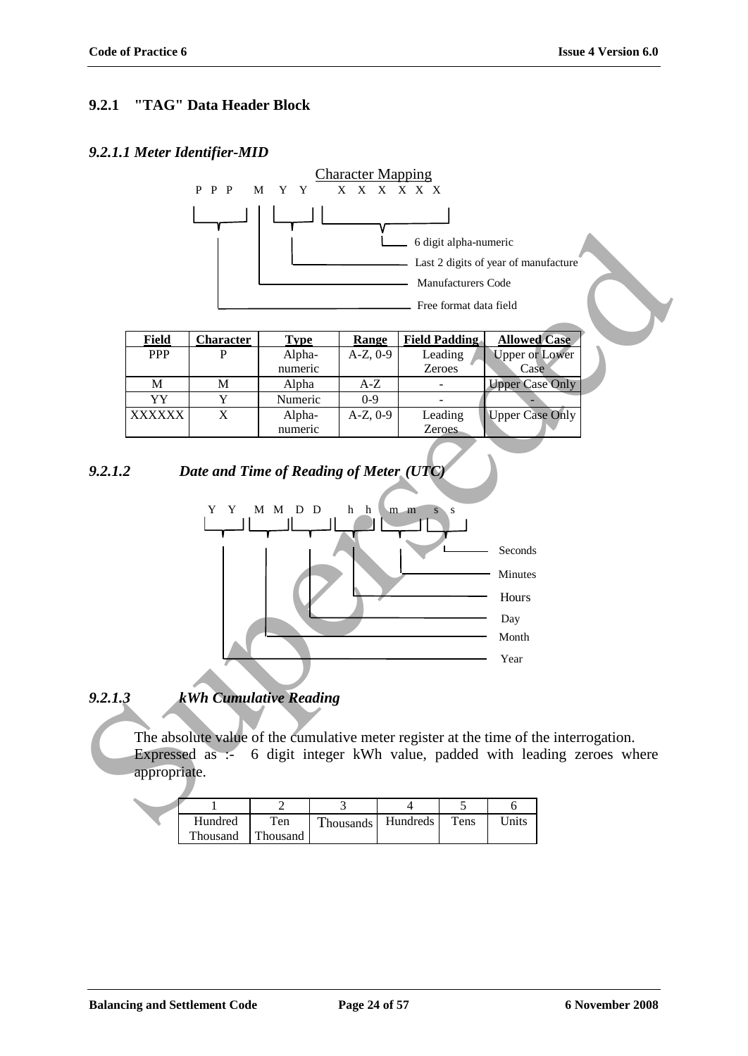### 9.2.1 "TAG" Data Header Block

#### *9.2.1.1 Meter Identifier-MID*

Character Mapping

P P P M Y Y X X X X X X

- 6 digit alpha-numeric
- Last 2 digits of year of manufacture
- Manufacturers Code
- Free format data field

| Field | Character | Type | Range | Field Padding | Allowed Case |
|---|---|---|---|---|---|
| PPP | P | Alpha-numeric | A-Z, 0-9 | Leading Zeroes | Upper or Lower Case |
| M | M | Alpha | A-Z | - | Upper Case Only |
| YY | Y | Numeric | 0-9 | - | - |
| XXXXXX | X | Alpha-numeric | A-Z, 0-9 | Leading Zeroes | Upper Case Only |

#### *9.2.1.2 Date and Time of Reading of Meter (UTC)*

Y Y M M D D h h m m s s

- Seconds
- Minutes
- Hours
- Day
- Month
- Year

#### *9.2.1.3 kWh Cumulative Reading*

The absolute value of the cumulative meter register at the time of the interrogation. Expressed as :- 6 digit integer kWh value, padded with leading zeroes where appropriate.

| 1 | 2 | 3 | 4 | 5 | 6 |
|---|---|---|---|---|---|
| Hundred Thousand | Ten Thousand | Thousands | Hundreds | Tens | Units |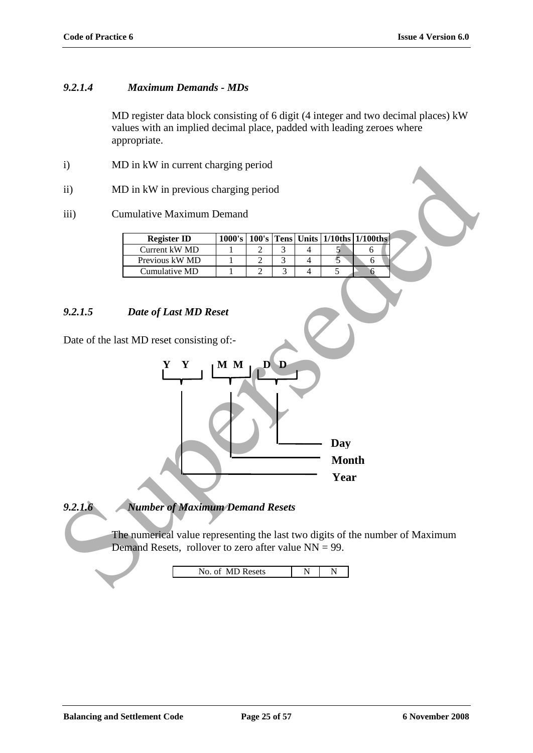### *9.2.1.4 Maximum Demands - MDs*

MD register data block consisting of 6 digit (4 integer and two decimal places) kW values with an implied decimal place, padded with leading zeroes where appropriate.

i) MD in kW in current charging period

ii) MD in kW in previous charging period

iii) Cumulative Maximum Demand

| Register ID | 1000's | 100's | Tens | Units | 1/10ths | 1/100ths |
|---|---|---|---|---|---|---|
| Current kW MD | 1 | 2 | 3 | 4 | 5 | 6 |
| Previous kW MD | 1 | 2 | 3 | 4 | 5 | 6 |
| Cumulative MD | 1 | 2 | 3 | 4 | 5 | 6 |

### *9.2.1.5 Date of Last MD Reset*

Date of the last MD reset consisting of:-

**Y Y M M D D**

- **YY** – **Year**
- **MM** – **Month**
- **DD** – **Day**

### *9.2.1.6 Number of Maximum Demand Resets*

The numerical value representing the last two digits of the number of Maximum Demand Resets, rollover to zero after value NN = 99.

| No. of MD Resets | N | N |
|---|---|---|

Superseded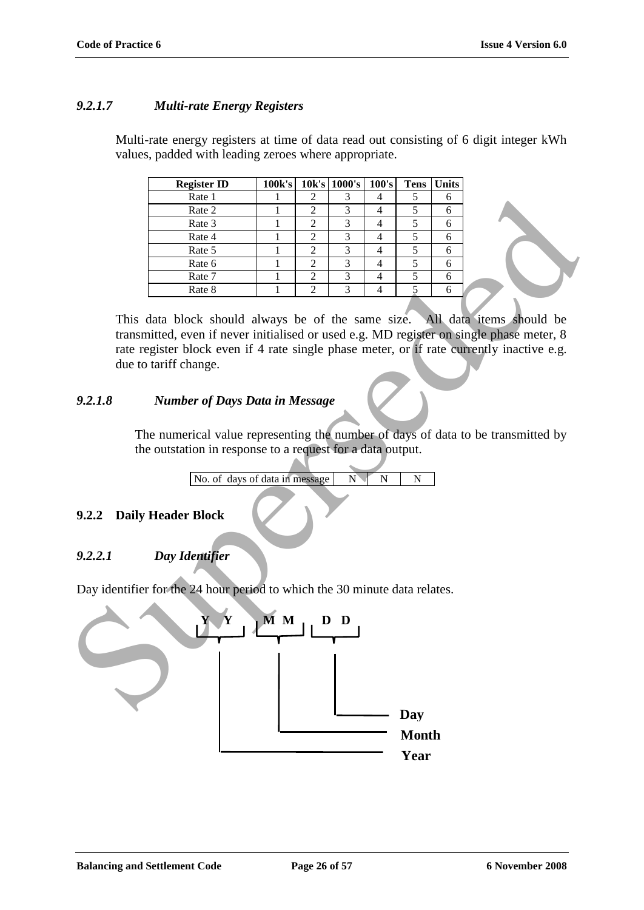#### *9.2.1.7 Multi-rate Energy Registers*

Multi-rate energy registers at time of data read out consisting of 6 digit integer kWh values, padded with leading zeroes where appropriate.

| Register ID | 100k's | 10k's | 1000's | 100's | Tens | Units |
|---|---|---|---|---|---|---|
| Rate 1 | 1 | 2 | 3 | 4 | 5 | 6 |
| Rate 2 | 1 | 2 | 3 | 4 | 5 | 6 |
| Rate 3 | 1 | 2 | 3 | 4 | 5 | 6 |
| Rate 4 | 1 | 2 | 3 | 4 | 5 | 6 |
| Rate 5 | 1 | 2 | 3 | 4 | 5 | 6 |
| Rate 6 | 1 | 2 | 3 | 4 | 5 | 6 |
| Rate 7 | 1 | 2 | 3 | 4 | 5 | 6 |
| Rate 8 | 1 | 2 | 3 | 4 | 5 | 6 |

This data block should always be of the same size. All data items should be transmitted, even if never initialised or used e.g. MD register on single phase meter, 8 rate register block even if 4 rate single phase meter, or if rate currently inactive e.g. due to tariff change.

#### *9.2.1.8 Number of Days Data in Message*

The numerical value representing the number of days of data to be transmitted by the outstation in response to a request for a data output.

| No. of days of data in message | N | N | N |
|---|---|---|---|

### 9.2.2 Daily Header Block

#### *9.2.2.1 Day Identifier*

Day identifier for the 24 hour period to which the 30 minute data relates.

**Y Y M M D D**

- **D D** — **Day**
- **M M** — **Month**
- **Y Y** — **Year**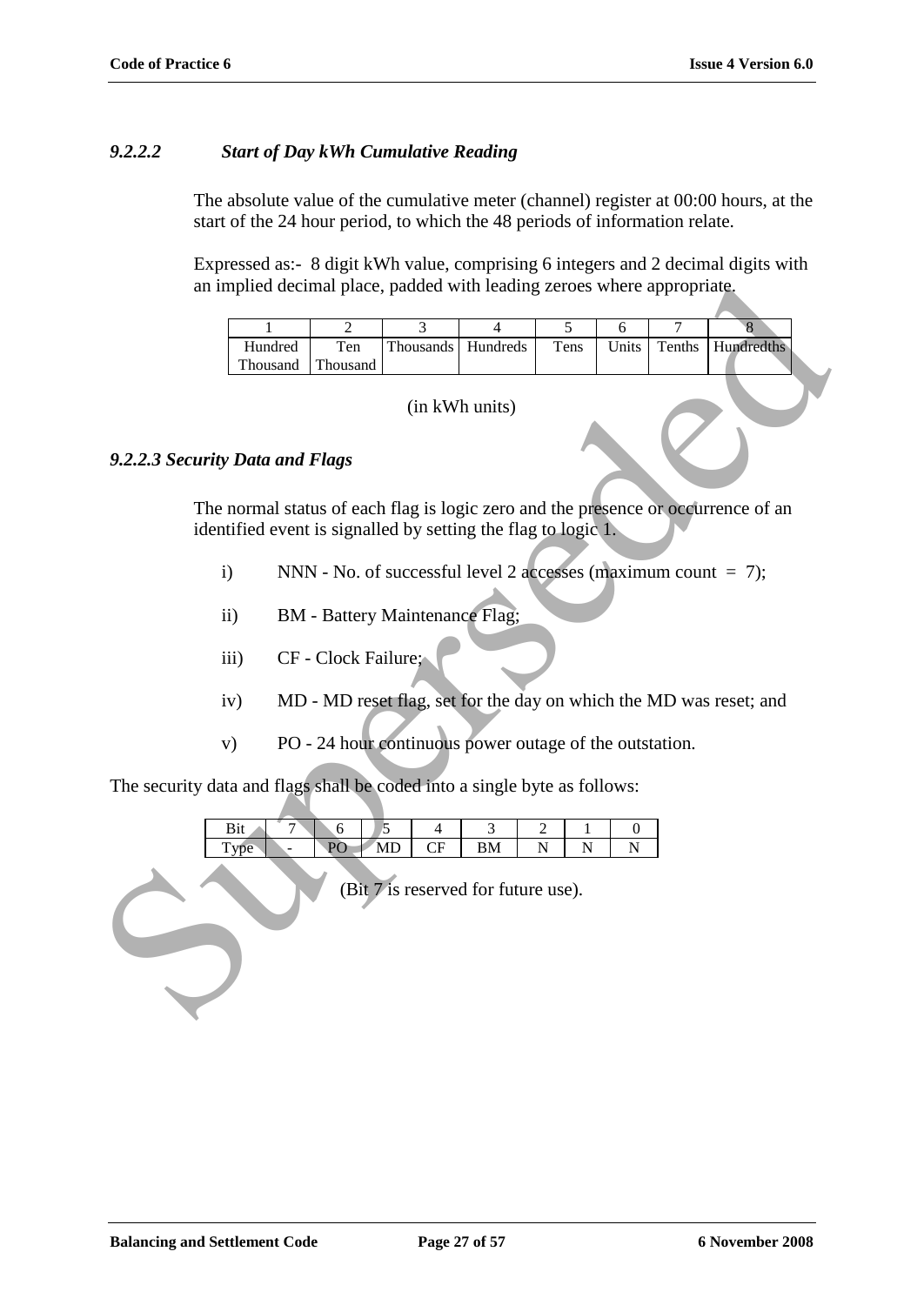#### *9.2.2.2 Start of Day kWh Cumulative Reading*

The absolute value of the cumulative meter (channel) register at 00:00 hours, at the start of the 24 hour period, to which the 48 periods of information relate.

Expressed as:- 8 digit kWh value, comprising 6 integers and 2 decimal digits with an implied decimal place, padded with leading zeroes where appropriate.

| 1 | 2 | 3 | 4 | 5 | 6 | 7 | 8 |
|---|---|---|---|---|---|---|---|
| Hundred Thousand | Ten Thousand | Thousands | Hundreds | Tens | Units | Tenths | Hundredths |

(in kWh units)

#### *9.2.2.3 Security Data and Flags*

The normal status of each flag is logic zero and the presence or occurrence of an identified event is signalled by setting the flag to logic 1.

i) NNN - No. of successful level 2 accesses (maximum count = 7);

ii) BM - Battery Maintenance Flag;

iii) CF - Clock Failure;

iv) MD - MD reset flag, set for the day on which the MD was reset; and

v) PO - 24 hour continuous power outage of the outstation.

The security data and flags shall be coded into a single byte as follows:

| Bit | 7 | 6 | 5 | 4 | 3 | 2 | 1 | 0 |
|---|---|---|---|---|---|---|---|---|
| Type | - | PO | MD | CF | BM | N | N | N |

(Bit 7 is reserved for future use).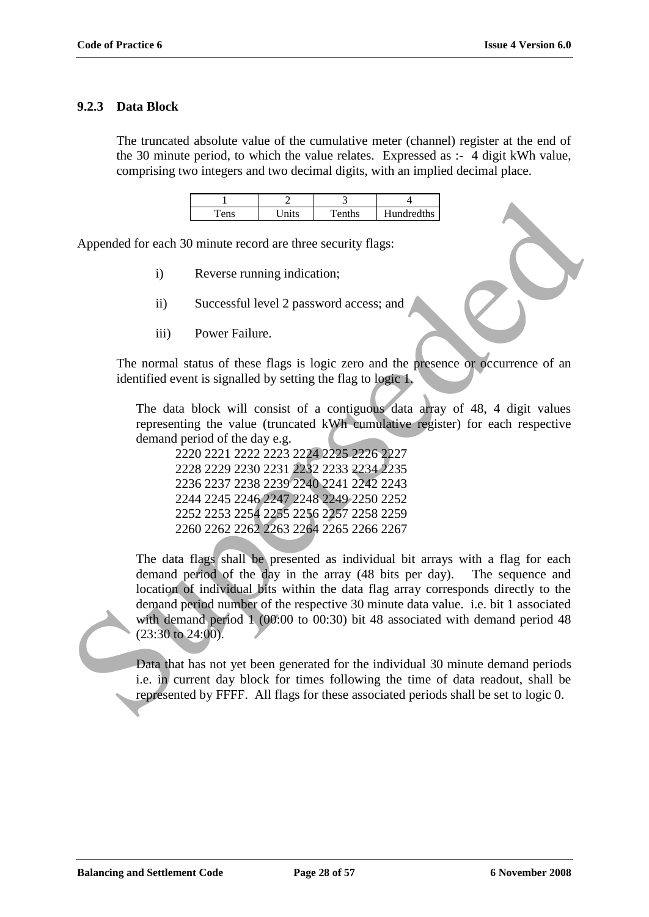### 9.2.3 Data Block

The truncated absolute value of the cumulative meter (channel) register at the end of the 30 minute period, to which the value relates. Expressed as :- 4 digit kWh value, comprising two integers and two decimal digits, with an implied decimal place.

| 1 | 2 | 3 | 4 |
|---|---|---|---|
| Tens | Units | Tenths | Hundredths |

Appended for each 30 minute record are three security flags:

i) Reverse running indication;

ii) Successful level 2 password access; and

iii) Power Failure.

The normal status of these flags is logic zero and the presence or occurrence of an identified event is signalled by setting the flag to logic 1.

The data block will consist of a contiguous data array of 48, 4 digit values representing the value (truncated kWh cumulative register) for each respective demand period of the day e.g.

2220 2221 2222 2223 2224 2225 2226 2227
2228 2229 2230 2231 2232 2233 2234 2235
2236 2237 2238 2239 2240 2241 2242 2243
2244 2245 2246 2247 2248 2249 2250 2252
2252 2253 2254 2255 2256 2257 2258 2259
2260 2262 2262 2263 2264 2265 2266 2267

The data flags shall be presented as individual bit arrays with a flag for each demand period of the day in the array (48 bits per day). The sequence and location of individual bits within the data flag array corresponds directly to the demand period number of the respective 30 minute data value. i.e. bit 1 associated with demand period 1 (00:00 to 00:30) bit 48 associated with demand period 48 (23:30 to 24:00).

Data that has not yet been generated for the individual 30 minute demand periods i.e. in current day block for times following the time of data readout, shall be represented by FFFF. All flags for these associated periods shall be set to logic 0.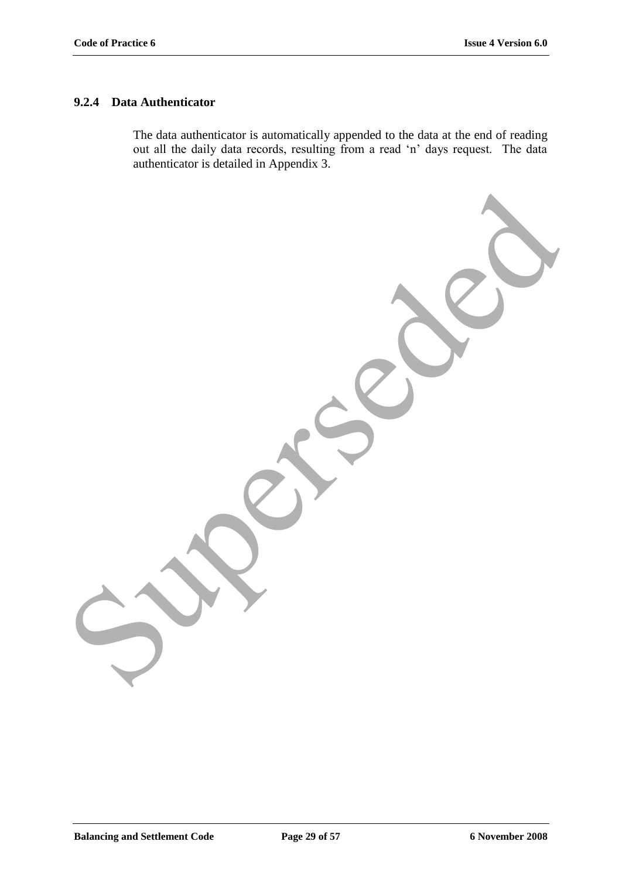#### 9.2.4 Data Authenticator

The data authenticator is automatically appended to the data at the end of reading out all the daily data records, resulting from a read ‘n’ days request. The data authenticator is detailed in Appendix 3.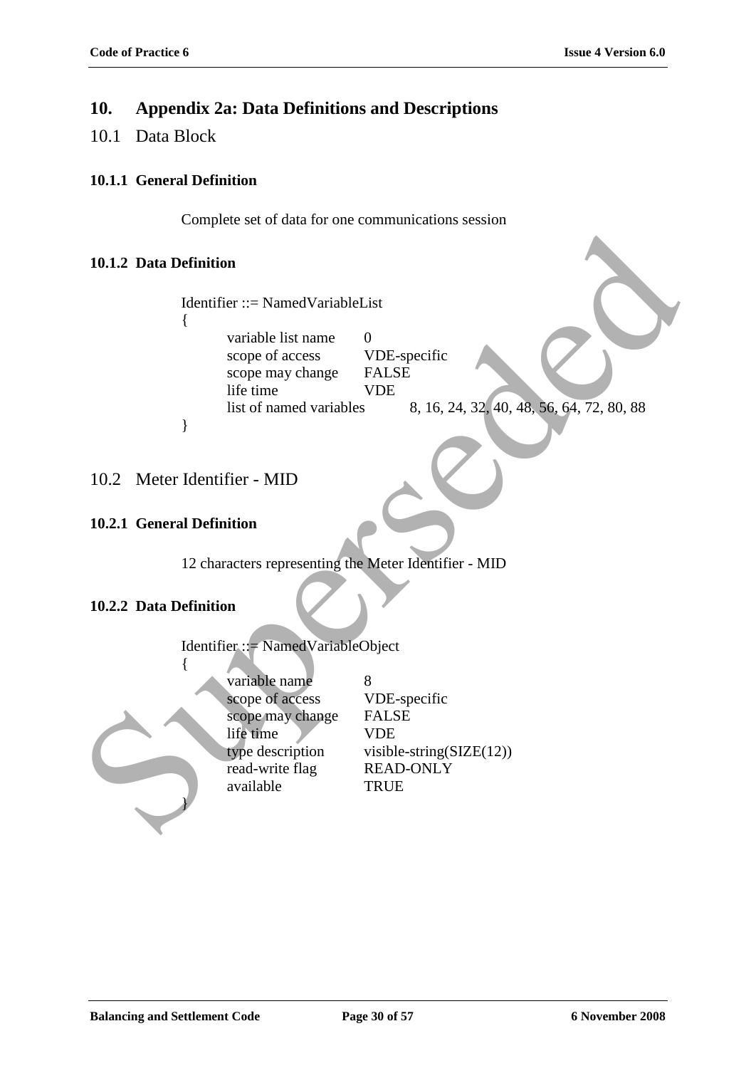# 10. Appendix 2a: Data Definitions and Descriptions

## 10.1 Data Block

### 10.1.1 General Definition

Complete set of data for one communications session

### 10.1.2 Data Definition

```
Identifier ::= NamedVariableList
{
        variable list name        0
        scope of access           VDE-specific
        scope may change          FALSE
        life time                 VDE
        list of named variables          8, 16, 24, 32, 40, 48, 56, 64, 72, 80, 88
}
```

## 10.2 Meter Identifier - MID

### 10.2.1 General Definition

12 characters representing the Meter Identifier - MID

### 10.2.2 Data Definition

```
Identifier ::= NamedVariableObject
{
        variable name             8
        scope of access           VDE-specific
        scope may change          FALSE
        life time                 VDE
        type description          visible-string(SIZE(12))
        read-write flag           READ-ONLY
        available                 TRUE
}
```

Superseded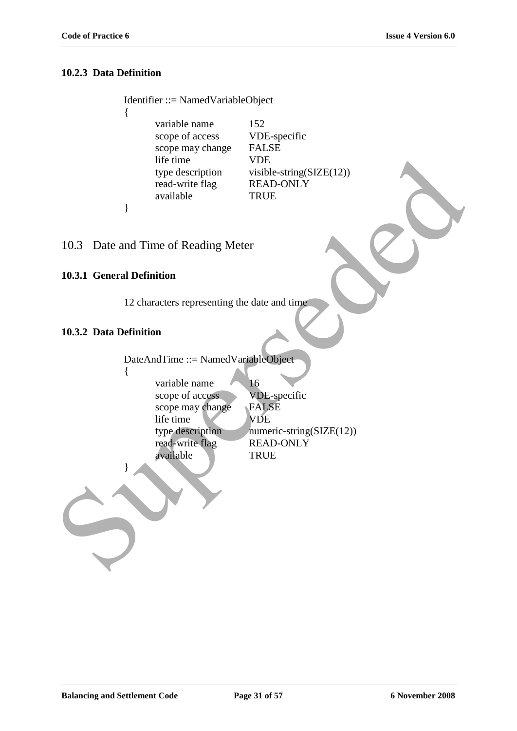#### 10.2.3 Data Definition

```
Identifier ::= NamedVariableObject
{
        variable name         152
        scope of access       VDE-specific
        scope may change      FALSE
        life time             VDE
        type description      visible-string(SIZE(12))
        read-write flag       READ-ONLY
        available             TRUE
}
```

### 10.3 Date and Time of Reading Meter

#### 10.3.1 General Definition

12 characters representing the date and time

#### 10.3.2 Data Definition

```
DateAndTime ::= NamedVariableObject
{
        variable name         16
        scope of access       VDE-specific
        scope may change      FALSE
        life time             VDE
        type description      numeric-string(SIZE(12))
        read-write flag       READ-ONLY
        available             TRUE
}
```

Superseded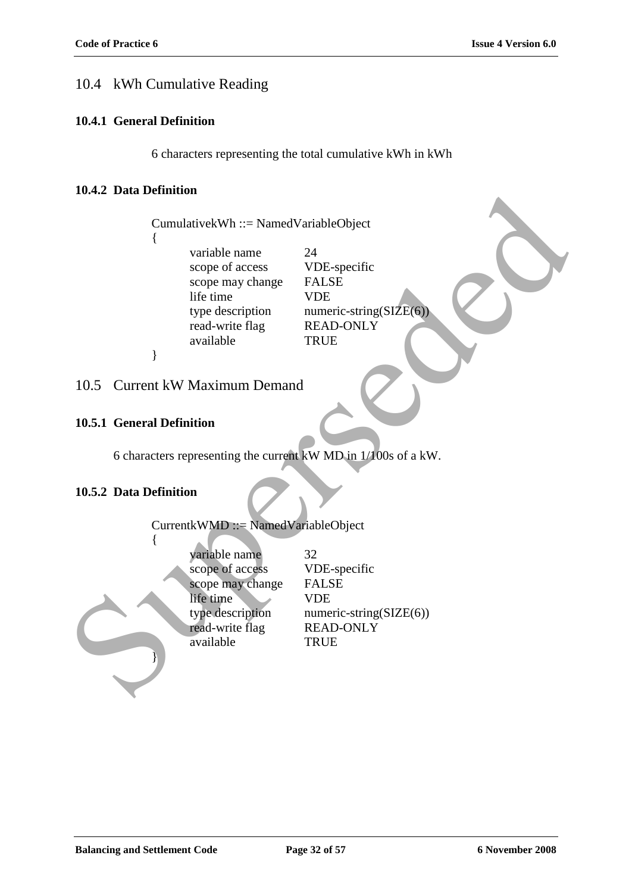## 10.4 kWh Cumulative Reading

### 10.4.1 General Definition

6 characters representing the total cumulative kWh in kWh

### 10.4.2 Data Definition

```
CumulativekWh ::= NamedVariableObject
{
        variable name           24
        scope of access         VDE-specific
        scope may change        FALSE
        life time               VDE
        type description        numeric-string(SIZE(6))
        read-write flag         READ-ONLY
        available               TRUE
}
```

## 10.5 Current kW Maximum Demand

### 10.5.1 General Definition

6 characters representing the current kW MD in 1/100s of a kW.

### 10.5.2 Data Definition

```
CurrentkWMD ::= NamedVariableObject
{
        variable name           32
        scope of access         VDE-specific
        scope may change        FALSE
        life time               VDE
        type description        numeric-string(SIZE(6))
        read-write flag         READ-ONLY
        available               TRUE
}
```

Superseded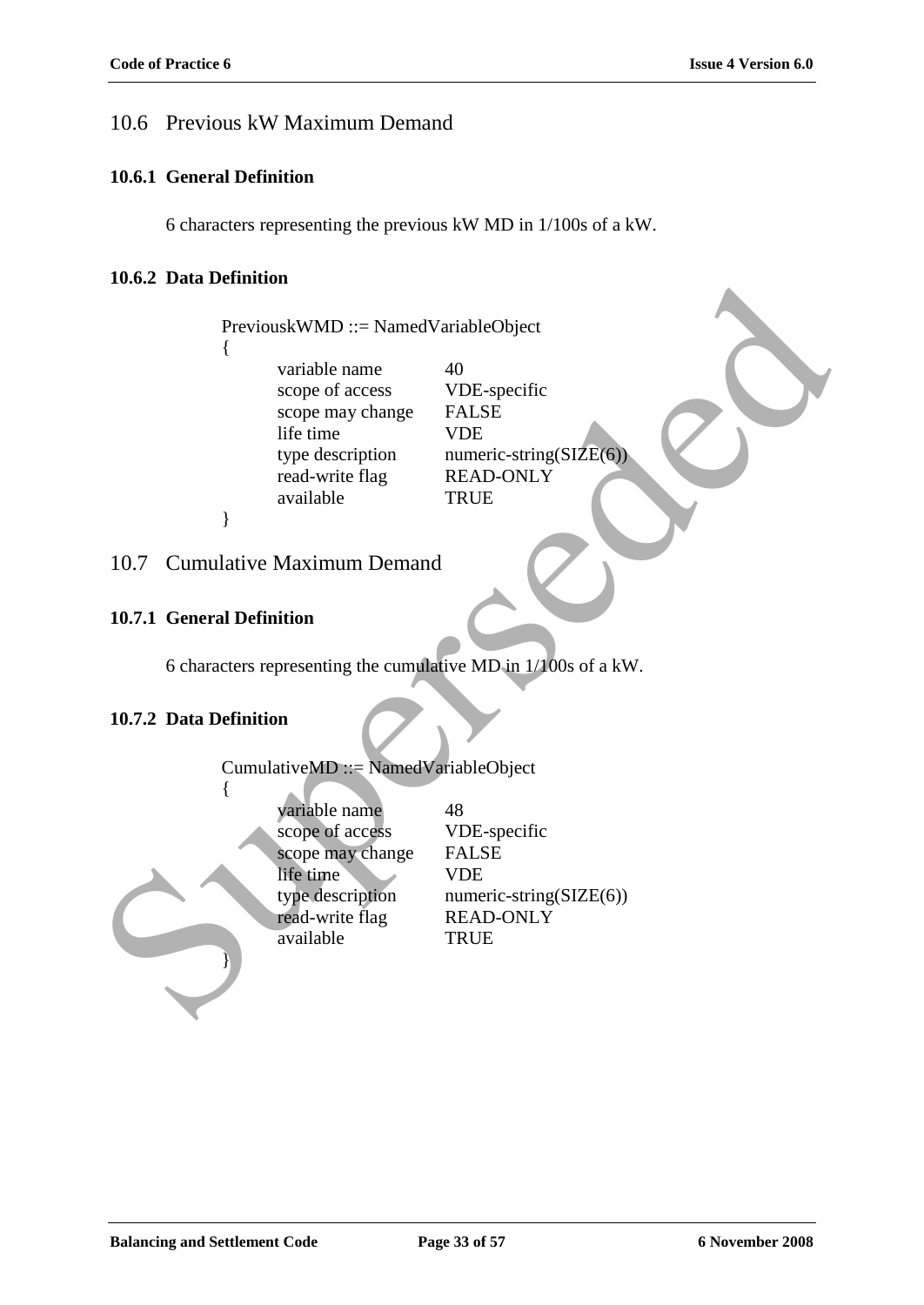## 10.6 Previous kW Maximum Demand

### 10.6.1 General Definition

6 characters representing the previous kW MD in 1/100s of a kW.

### 10.6.2 Data Definition

```
PreviouskWMD ::= NamedVariableObject
{
        variable name           40
        scope of access         VDE-specific
        scope may change        FALSE
        life time               VDE
        type description        numeric-string(SIZE(6))
        read-write flag         READ-ONLY
        available               TRUE
}
```

## 10.7 Cumulative Maximum Demand

### 10.7.1 General Definition

6 characters representing the cumulative MD in 1/100s of a kW.

### 10.7.2 Data Definition

```
CumulativeMD ::= NamedVariableObject
{
        variable name           48
        scope of access         VDE-specific
        scope may change        FALSE
        life time               VDE
        type description        numeric-string(SIZE(6))
        read-write flag         READ-ONLY
        available               TRUE
}
```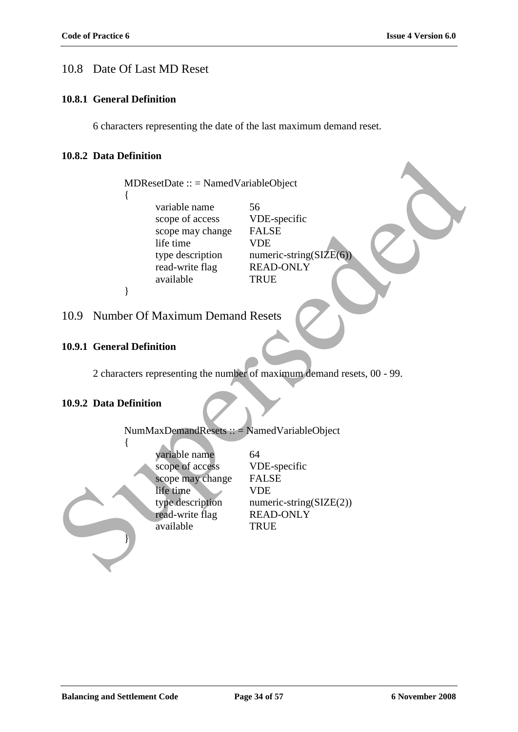## 10.8 Date Of Last MD Reset

### 10.8.1 General Definition

6 characters representing the date of the last maximum demand reset.

### 10.8.2 Data Definition

```
MDResetDate :: = NamedVariableObject
{
        variable name           56
        scope of access         VDE-specific
        scope may change        FALSE
        life time               VDE
        type description        numeric-string(SIZE(6))
        read-write flag         READ-ONLY
        available               TRUE
}
```

## 10.9 Number Of Maximum Demand Resets

### 10.9.1 General Definition

2 characters representing the number of maximum demand resets, 00 - 99.

### 10.9.2 Data Definition

```
NumMaxDemandResets :: = NamedVariableObject
{
        variable name           64
        scope of access         VDE-specific
        scope may change        FALSE
        life time               VDE
        type description        numeric-string(SIZE(2))
        read-write flag         READ-ONLY
        available               TRUE
}
```

Superseded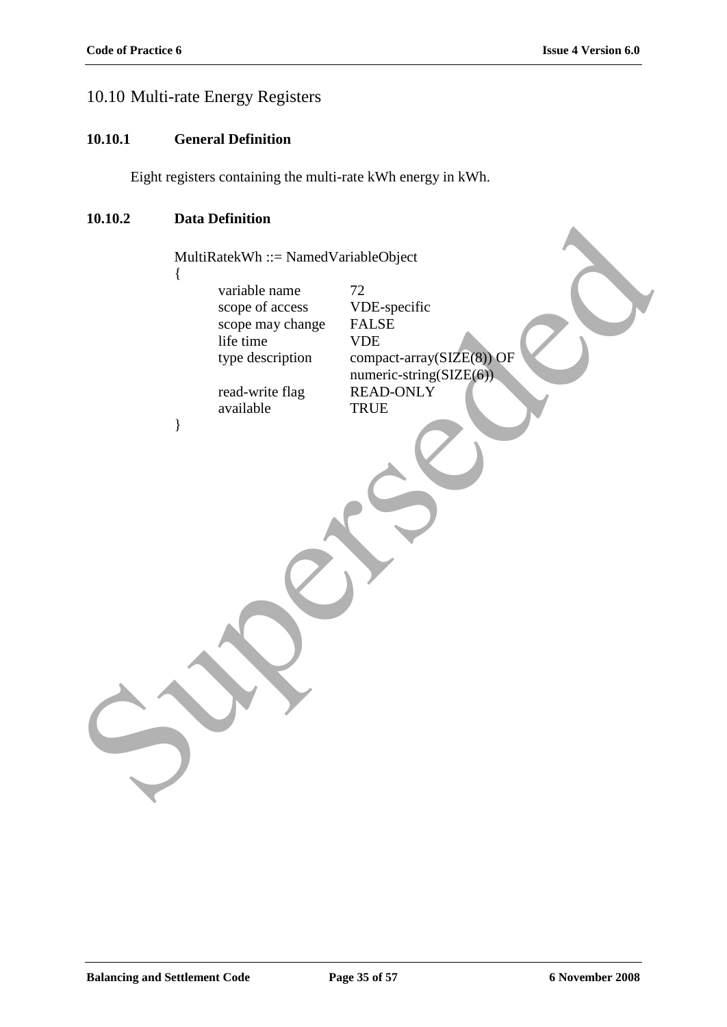## 10.10 Multi-rate Energy Registers

### 10.10.1 General Definition

Eight registers containing the multi-rate kWh energy in kWh.

### 10.10.2 Data Definition

```
MultiRatekWh ::= NamedVariableObject
{
        variable name           72
        scope of access         VDE-specific
        scope may change        FALSE
        life time               VDE
        type description        compact-array(SIZE(8)) OF
                                numeric-string(SIZE(6))
        read-write flag         READ-ONLY
        available               TRUE
}
```

Superseded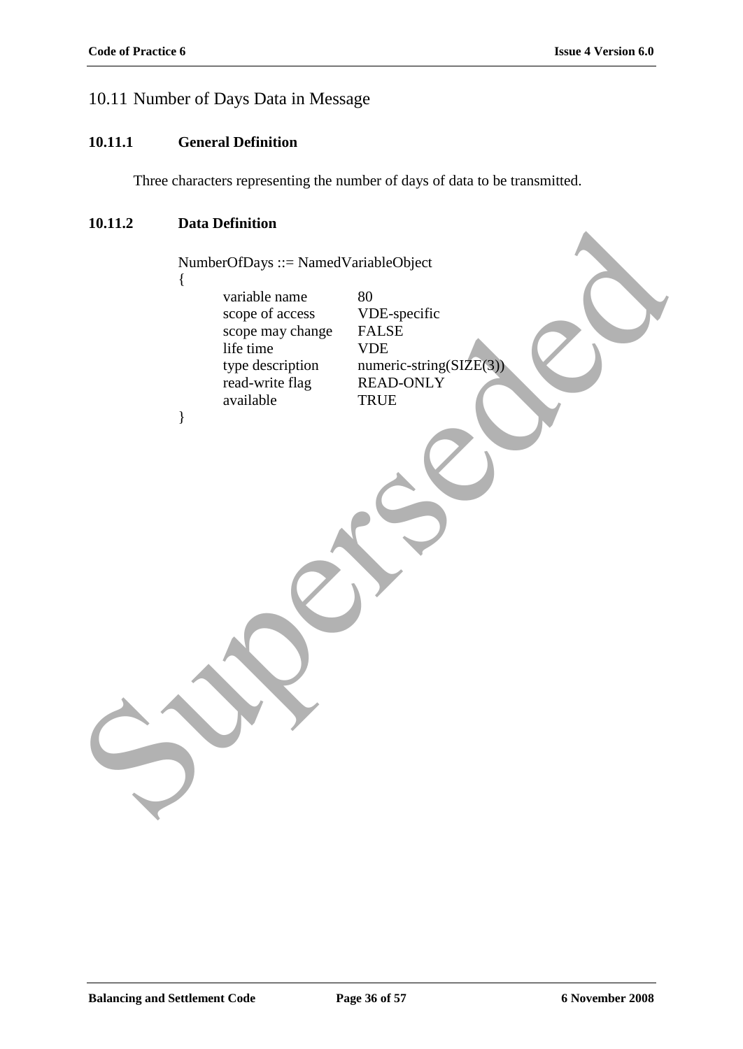## 10.11 Number of Days Data in Message

### 10.11.1 General Definition

Three characters representing the number of days of data to be transmitted.

### 10.11.2 Data Definition

```
NumberOfDays ::= NamedVariableObject
{
        variable name           80
        scope of access         VDE-specific
        scope may change        FALSE
        life time               VDE
        type description        numeric-string(SIZE(3))
        read-write flag         READ-ONLY
        available               TRUE
}
```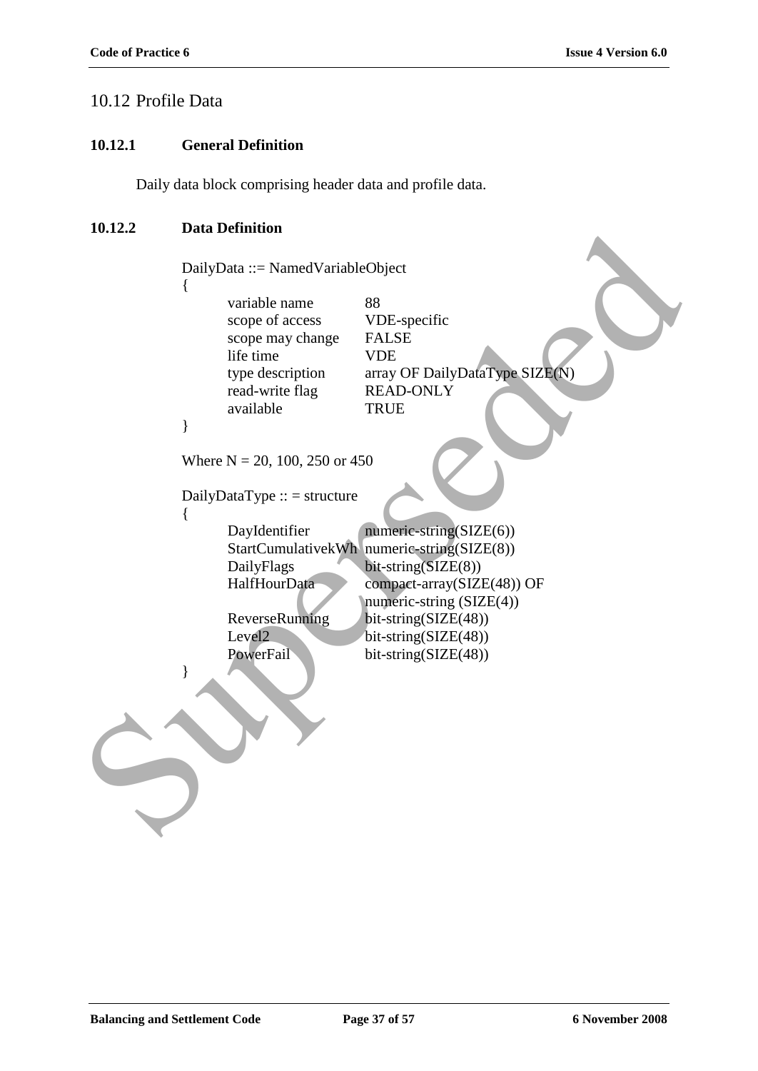## 10.12 Profile Data

### 10.12.1 General Definition

Daily data block comprising header data and profile data.

### 10.12.2 Data Definition

```
DailyData ::= NamedVariableObject
{
        variable name          88
        scope of access        VDE-specific
        scope may change       FALSE
        life time              VDE
        type description       array OF DailyDataType SIZE(N)
        read-write flag        READ-ONLY
        available              TRUE
}

Where N = 20, 100, 250 or 450

DailyDataType :: = structure
{
        DayIdentifier          numeric-string(SIZE(6))
        StartCumulativekWh     numeric-string(SIZE(8))
        DailyFlags             bit-string(SIZE(8))
        HalfHourData           compact-array(SIZE(48)) OF
                               numeric-string (SIZE(4))
        ReverseRunning         bit-string(SIZE(48))
        Level2                 bit-string(SIZE(48))
        PowerFail              bit-string(SIZE(48))
}
```

Superseded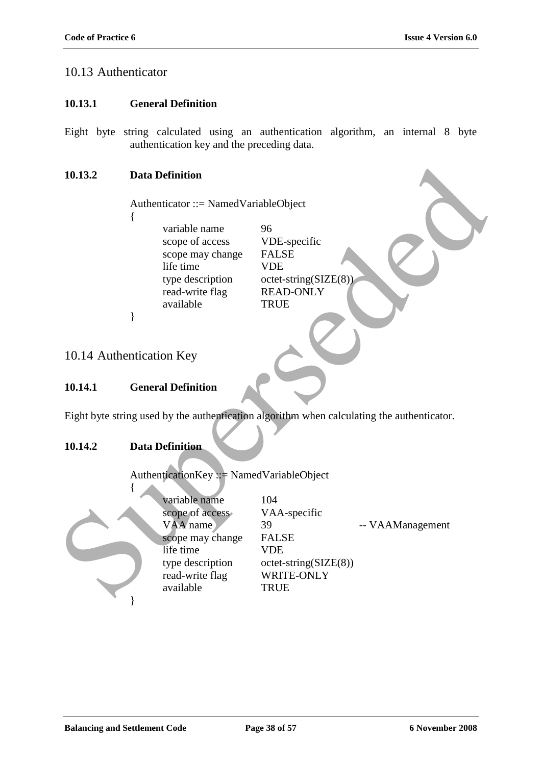## 10.13 Authenticator

### 10.13.1 General Definition

Eight byte string calculated using an authentication algorithm, an internal 8 byte authentication key and the preceding data.

### 10.13.2 Data Definition

```
Authenticator ::= NamedVariableObject
{
        variable name           96
        scope of access         VDE-specific
        scope may change        FALSE
        life time               VDE
        type description        octet-string(SIZE(8))
        read-write flag         READ-ONLY
        available               TRUE
}
```

## 10.14 Authentication Key

### 10.14.1 General Definition

Eight byte string used by the authentication algorithm when calculating the authenticator.

### 10.14.2 Data Definition

```
AuthenticationKey ::= NamedVariableObject
{
        variable name           104
        scope of access         VAA-specific
        VAA name                39                      -- VAAManagement
        scope may change        FALSE
        life time               VDE
        type description        octet-string(SIZE(8))
        read-write flag         WRITE-ONLY
        available               TRUE
}
```

Superseded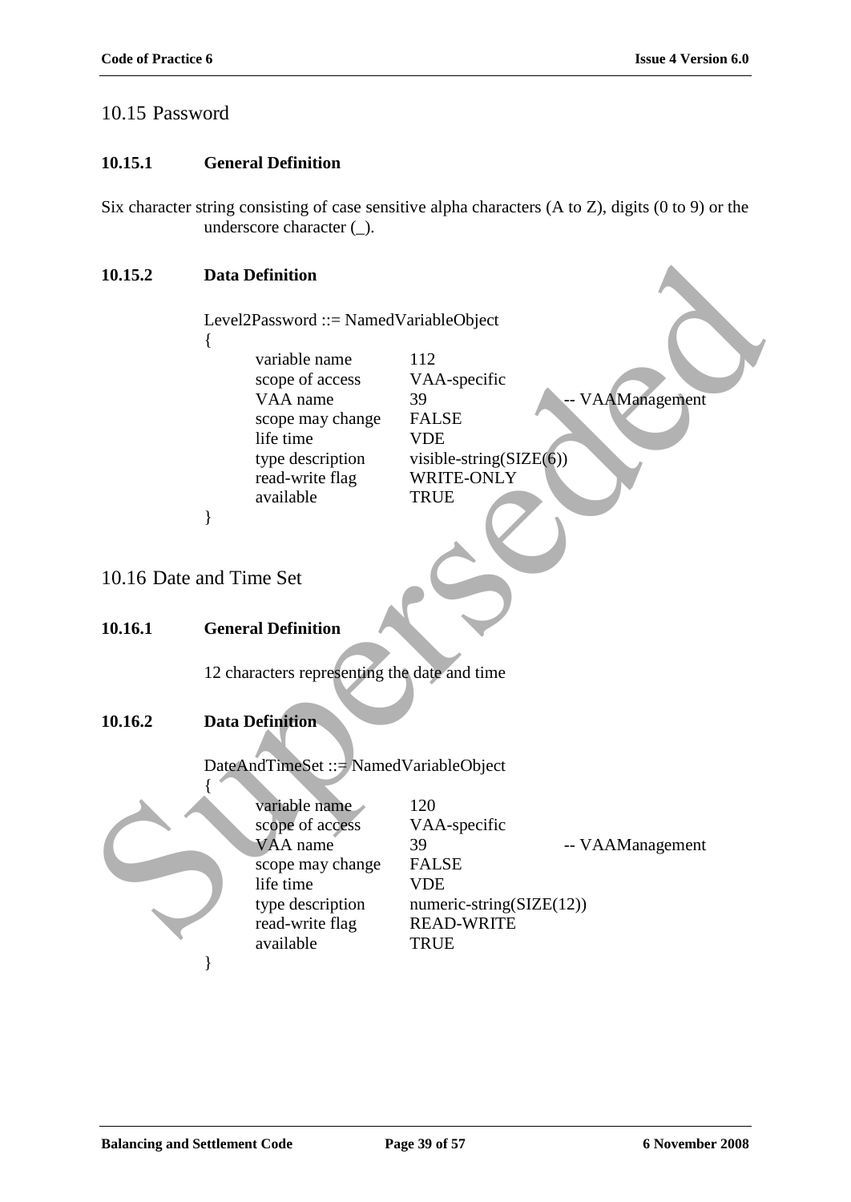## 10.15 Password

### 10.15.1 General Definition

Six character string consisting of case sensitive alpha characters (A to Z), digits (0 to 9) or the underscore character (_).

### 10.15.2 Data Definition

```
Level2Password ::= NamedVariableObject
{
        variable name           112
        scope of access         VAA-specific
        VAA name                39                      -- VAAManagement
        scope may change        FALSE
        life time               VDE
        type description        visible-string(SIZE(6))
        read-write flag         WRITE-ONLY
        available               TRUE
}
```

## 10.16 Date and Time Set

### 10.16.1 General Definition

12 characters representing the date and time

### 10.16.2 Data Definition

```
DateAndTimeSet ::= NamedVariableObject
{
        variable name           120
        scope of access         VAA-specific
        VAA name                39                      -- VAAManagement
        scope may change        FALSE
        life time               VDE
        type description        numeric-string(SIZE(12))
        read-write flag         READ-WRITE
        available               TRUE
}
```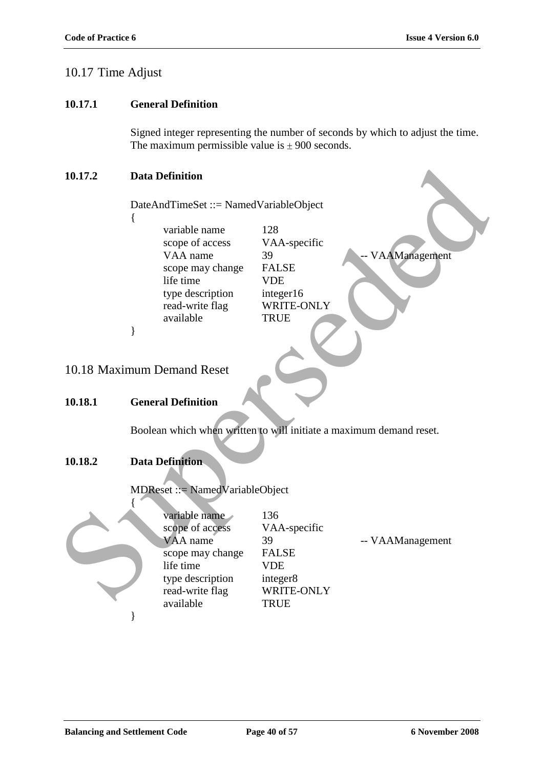## 10.17 Time Adjust

### 10.17.1 General Definition

Signed integer representing the number of seconds by which to adjust the time. The maximum permissible value is ± 900 seconds.

### 10.17.2 Data Definition

```
DateAndTimeSet ::= NamedVariableObject
{
        variable name        128
        scope of access      VAA-specific
        VAA name             39                  -- VAAManagement
        scope may change     FALSE
        life time            VDE
        type description     integer16
        read-write flag      WRITE-ONLY
        available            TRUE
}
```

## 10.18 Maximum Demand Reset

### 10.18.1 General Definition

Boolean which when written to will initiate a maximum demand reset.

### 10.18.2 Data Definition

```
MDReset ::= NamedVariableObject
{
        variable name        136
        scope of access      VAA-specific
        VAA name             39                  -- VAAManagement
        scope may change     FALSE
        life time            VDE
        type description     integer8
        read-write flag      WRITE-ONLY
        available            TRUE
}
```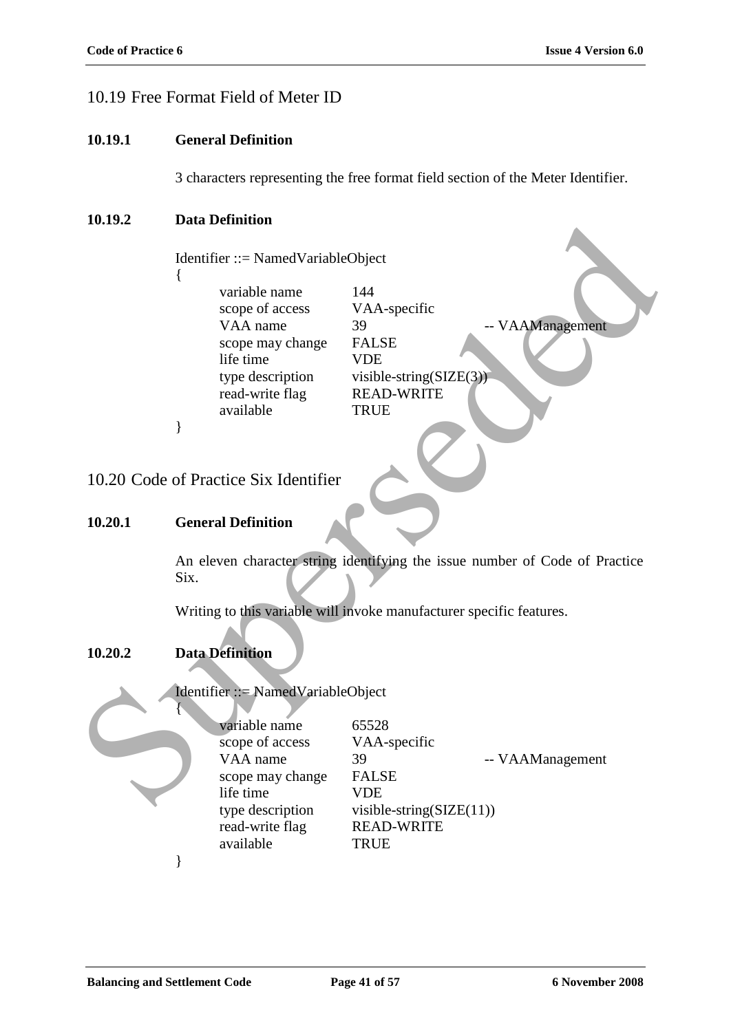## 10.19 Free Format Field of Meter ID

### 10.19.1 General Definition

3 characters representing the free format field section of the Meter Identifier.

### 10.19.2 Data Definition

```
Identifier ::= NamedVariableObject
{
        variable name       144
        scope of access     VAA-specific
        VAA name            39                  -- VAAManagement
        scope may change    FALSE
        life time           VDE
        type description    visible-string(SIZE(3))
        read-write flag     READ-WRITE
        available           TRUE
}
```

## 10.20 Code of Practice Six Identifier

### 10.20.1 General Definition

An eleven character string identifying the issue number of Code of Practice Six.

Writing to this variable will invoke manufacturer specific features.

### 10.20.2 Data Definition

```
Identifier ::= NamedVariableObject
{
        variable name       65528
        scope of access     VAA-specific
        VAA name            39                  -- VAAManagement
        scope may change    FALSE
        life time           VDE
        type description    visible-string(SIZE(11))
        read-write flag     READ-WRITE
        available           TRUE
}
```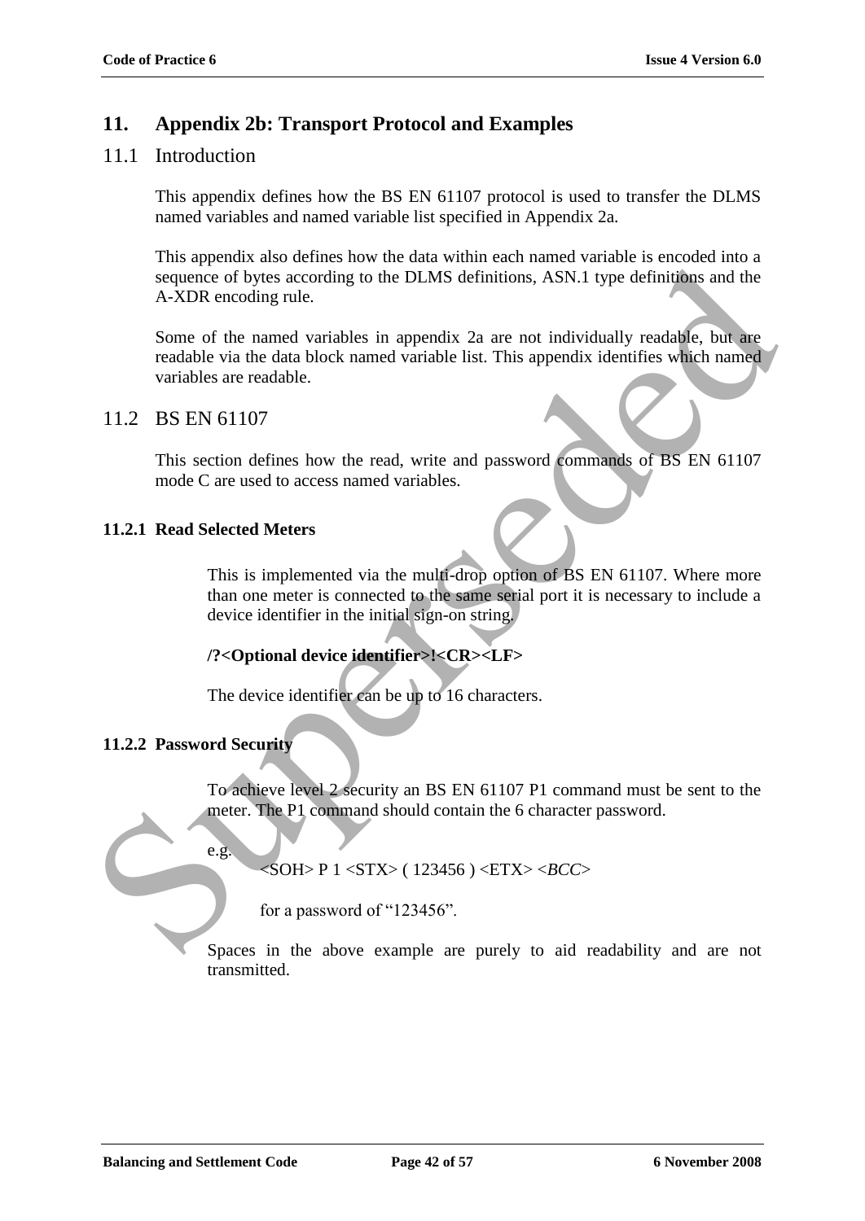# 11. Appendix 2b: Transport Protocol and Examples

## 11.1 Introduction

This appendix defines how the BS EN 61107 protocol is used to transfer the DLMS named variables and named variable list specified in Appendix 2a.

This appendix also defines how the data within each named variable is encoded into a sequence of bytes according to the DLMS definitions, ASN.1 type definitions and the A-XDR encoding rule.

Some of the named variables in appendix 2a are not individually readable, but are readable via the data block named variable list. This appendix identifies which named variables are readable.

## 11.2 BS EN 61107

This section defines how the read, write and password commands of BS EN 61107 mode C are used to access named variables.

### 11.2.1 Read Selected Meters

This is implemented via the multi-drop option of BS EN 61107. Where more than one meter is connected to the same serial port it is necessary to include a device identifier in the initial sign-on string.

**/?<Optional device identifier>!<CR><LF>**

The device identifier can be up to 16 characters.

### 11.2.2 Password Security

To achieve level 2 security an BS EN 61107 P1 command must be sent to the meter. The P1 command should contain the 6 character password.

e.g.

<SOH> P 1 <STX> ( 123456 ) <ETX> <*BCC*>

for a password of "123456".

Spaces in the above example are purely to aid readability and are not transmitted.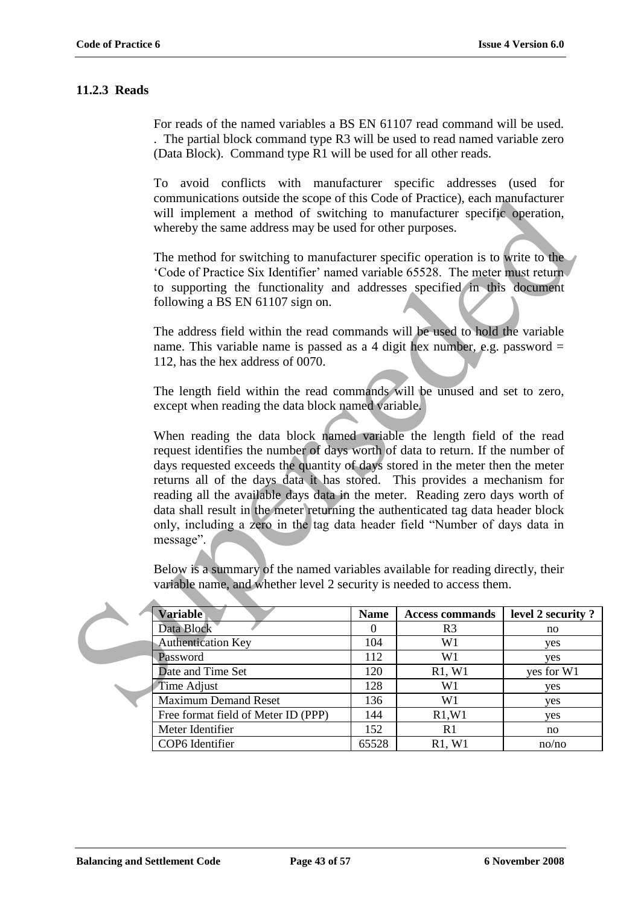### 11.2.3 Reads

For reads of the named variables a BS EN 61107 read command will be used. . The partial block command type R3 will be used to read named variable zero (Data Block). Command type R1 will be used for all other reads.

To avoid conflicts with manufacturer specific addresses (used for communications outside the scope of this Code of Practice), each manufacturer will implement a method of switching to manufacturer specific operation, whereby the same address may be used for other purposes.

The method for switching to manufacturer specific operation is to write to the 'Code of Practice Six Identifier' named variable 65528. The meter must return to supporting the functionality and addresses specified in this document following a BS EN 61107 sign on.

The address field within the read commands will be used to hold the variable name. This variable name is passed as a 4 digit hex number, e.g. password = 112, has the hex address of 0070.

The length field within the read commands will be unused and set to zero, except when reading the data block named variable.

When reading the data block named variable the length field of the read request identifies the number of days worth of data to return. If the number of days requested exceeds the quantity of days stored in the meter then the meter returns all of the days data it has stored. This provides a mechanism for reading all the available days data in the meter. Reading zero days worth of data shall result in the meter returning the authenticated tag data header block only, including a zero in the tag data header field "Number of days data in message".

Below is a summary of the named variables available for reading directly, their variable name, and whether level 2 security is needed to access them.

| Variable | Name | Access commands | level 2 security ? |
|---|---|---|---|
| Data Block | 0 | R3 | no |
| Authentication Key | 104 | W1 | yes |
| Password | 112 | W1 | yes |
| Date and Time Set | 120 | R1, W1 | yes for W1 |
| Time Adjust | 128 | W1 | yes |
| Maximum Demand Reset | 136 | W1 | yes |
| Free format field of Meter ID (PPP) | 144 | R1,W1 | yes |
| Meter Identifier | 152 | R1 | no |
| COP6 Identifier | 65528 | R1, W1 | no/no |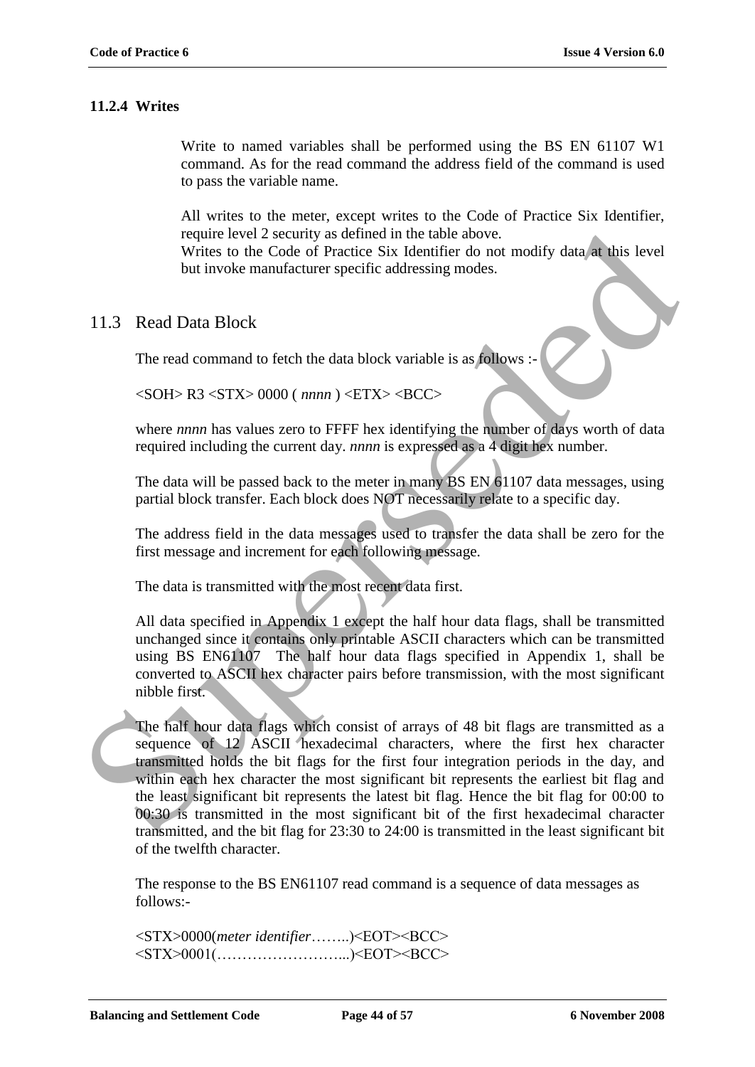### 11.2.4 Writes

Write to named variables shall be performed using the BS EN 61107 W1 command. As for the read command the address field of the command is used to pass the variable name.

All writes to the meter, except writes to the Code of Practice Six Identifier, require level 2 security as defined in the table above.
Writes to the Code of Practice Six Identifier do not modify data at this level but invoke manufacturer specific addressing modes.

## 11.3 Read Data Block

The read command to fetch the data block variable is as follows :-

<SOH> R3 <STX> 0000 ( *nnnn* ) <ETX> <BCC>

where *nnnn* has values zero to FFFF hex identifying the number of days worth of data required including the current day. *nnnn* is expressed as a 4 digit hex number.

The data will be passed back to the meter in many BS EN 61107 data messages, using partial block transfer. Each block does NOT necessarily relate to a specific day.

The address field in the data messages used to transfer the data shall be zero for the first message and increment for each following message.

The data is transmitted with the most recent data first.

All data specified in Appendix 1 except the half hour data flags, shall be transmitted unchanged since it contains only printable ASCII characters which can be transmitted using BS EN61107 The half hour data flags specified in Appendix 1, shall be converted to ASCII hex character pairs before transmission, with the most significant nibble first.

The half hour data flags which consist of arrays of 48 bit flags are transmitted as a sequence of 12 ASCII hexadecimal characters, where the first hex character transmitted holds the bit flags for the first four integration periods in the day, and within each hex character the most significant bit represents the earliest bit flag and the least significant bit represents the latest bit flag. Hence the bit flag for 00:00 to 00:30 is transmitted in the most significant bit of the first hexadecimal character transmitted, and the bit flag for 23:30 to 24:00 is transmitted in the least significant bit of the twelfth character.

The response to the BS EN61107 read command is a sequence of data messages as follows:-

<STX>0000(*meter identifier*……..)<EOT><BCC>
<STX>0001(……………………...)<EOT><BCC>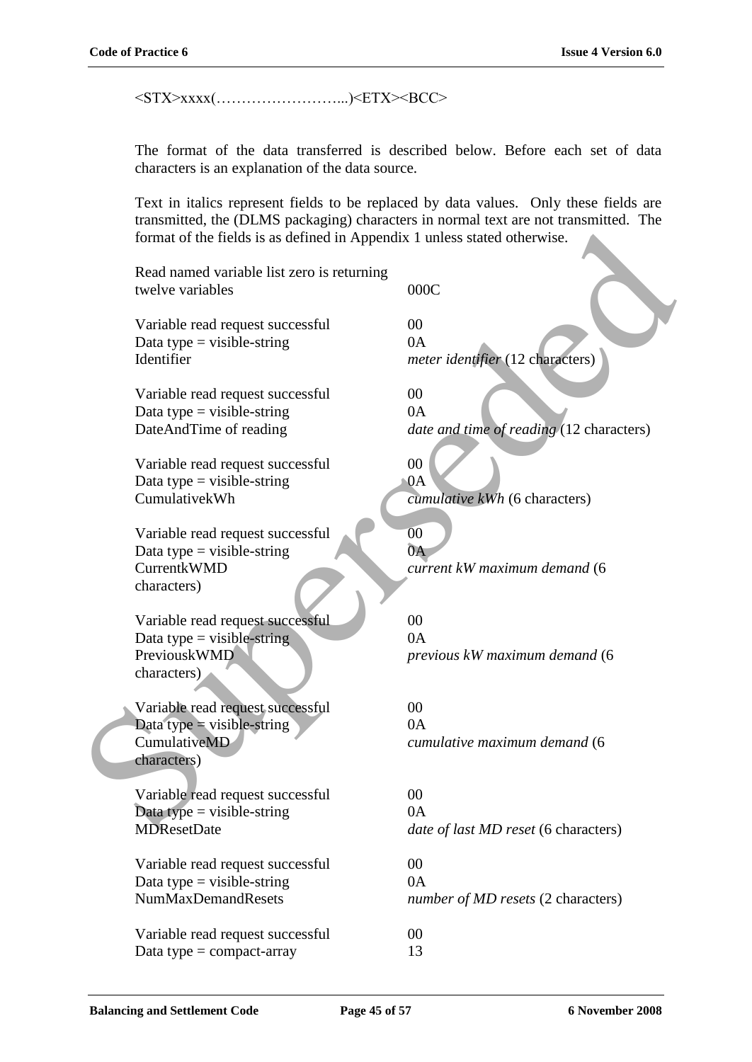<STX>xxxx(……………………...)<ETX><BCC>

The format of the data transferred is described below. Before each set of data characters is an explanation of the data source.

Text in italics represent fields to be replaced by data values. Only these fields are transmitted, the (DLMS packaging) characters in normal text are not transmitted. The format of the fields is as defined in Appendix 1 unless stated otherwise.

| | |
|---|---|
| Read named variable list zero is returning twelve variables | 000C |
| | |
| Variable read request successful | 00 |
| Data type = visible-string | 0A |
| Identifier | *meter identifier* (12 characters) |
| | |
| Variable read request successful | 00 |
| Data type = visible-string | 0A |
| DateAndTime of reading | *date and time of reading* (12 characters) |
| | |
| Variable read request successful | 00 |
| Data type = visible-string | 0A |
| CumulativekWh | *cumulative kWh* (6 characters) |
| | |
| Variable read request successful | 00 |
| Data type = visible-string | 0A |
| CurrentkWMD | *current kW maximum demand* (6 characters) |
| | |
| Variable read request successful | 00 |
| Data type = visible-string | 0A |
| PreviouskWMD | *previous kW maximum demand* (6 characters) |
| | |
| Variable read request successful | 00 |
| Data type = visible-string | 0A |
| CumulativeMD | *cumulative maximum demand* (6 characters) |
| | |
| Variable read request successful | 00 |
| Data type = visible-string | 0A |
| MDResetDate | *date of last MD reset* (6 characters) |
| | |
| Variable read request successful | 00 |
| Data type = visible-string | 0A |
| NumMaxDemandResets | *number of MD resets* (2 characters) |
| | |
| Variable read request successful | 00 |
| Data type = compact-array | 13 |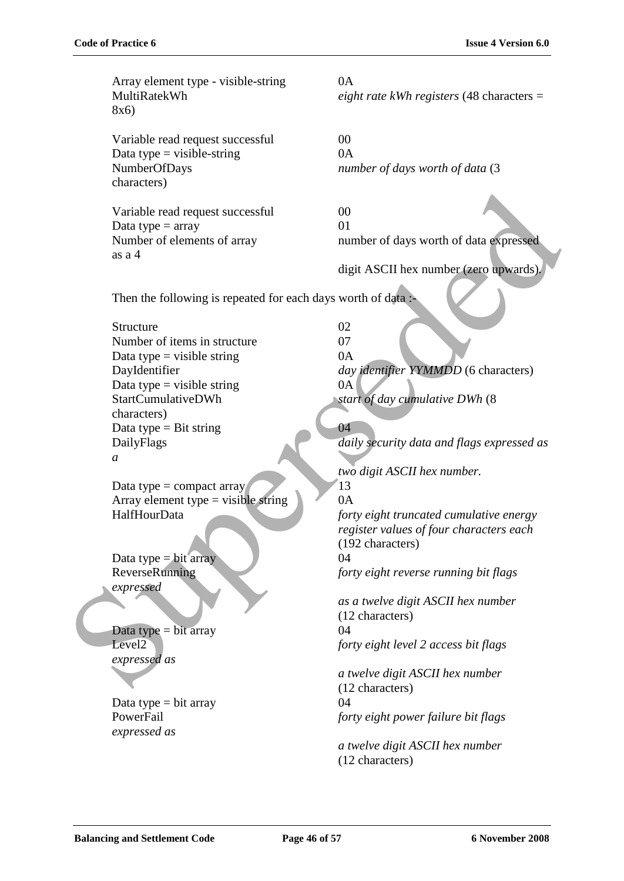| | |
|---|---|
| Array element type - visible-string | 0A |
| MultiRatekWh | *eight rate kWh registers* (48 characters = 8x6) |
| | |
| Variable read request successful | 00 |
| Data type = visible-string | 0A |
| NumberOfDays | *number of days worth of data* (3 characters) |
| | |
| Variable read request successful | 00 |
| Data type = array | 01 |
| Number of elements of array | number of days worth of data expressed as a 4 digit ASCII hex number (zero upwards). |

Then the following is repeated for each days worth of data :-

| | |
|---|---|
| Structure | 02 |
| Number of items in structure | 07 |
| Data type = visible string | 0A |
| DayIdentifier | *day identifier YYMMDD* (6 characters) |
| Data type = visible string | 0A |
| StartCumulativeDWh | *start of day cumulative DWh* (8 characters) |
| Data type = Bit string | 04 |
| DailyFlags | *daily security data and flags expressed as a two digit ASCII hex number.* |
| Data type = compact array | 13 |
| Array element type = visible string | 0A |
| HalfHourData | *forty eight truncated cumulative energy register values of four characters each* (192 characters) |
| Data type = bit array | 04 |
| ReverseRunning | *forty eight reverse running bit flags expressed as a twelve digit ASCII hex number* (12 characters) |
| Data type = bit array | 04 |
| Level2 | *forty eight level 2 access bit flags expressed as a twelve digit ASCII hex number* (12 characters) |
| Data type = bit array | 04 |
| PowerFail | *forty eight power failure bit flags expressed as a twelve digit ASCII hex number* (12 characters) |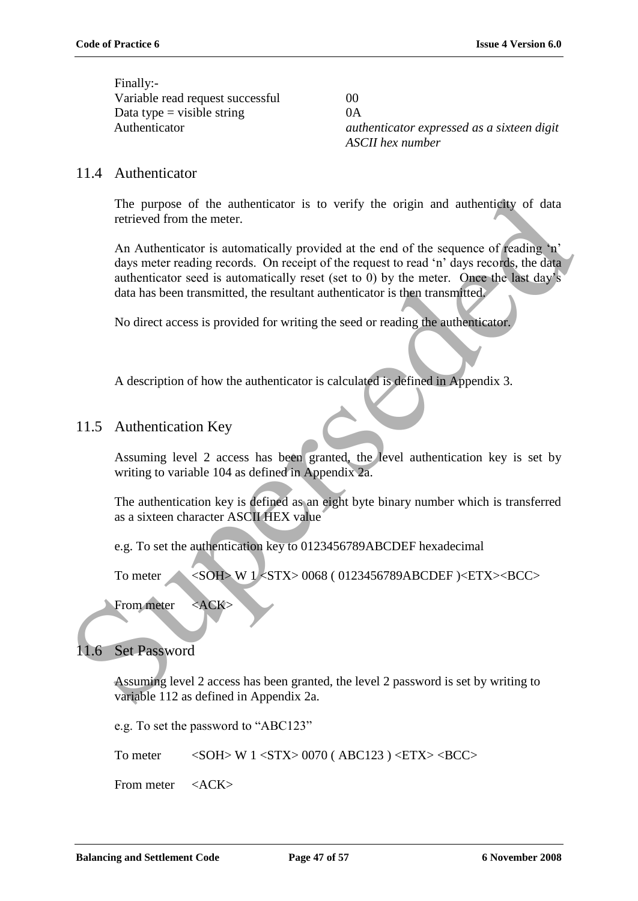Finally:-

| | |
|---|---|
| Variable read request successful | 00 |
| Data type = visible string | 0A |
| Authenticator | *authenticator expressed as a sixteen digit ASCII hex number* |

## 11.4 Authenticator

The purpose of the authenticator is to verify the origin and authenticity of data retrieved from the meter.

An Authenticator is automatically provided at the end of the sequence of reading 'n' days meter reading records. On receipt of the request to read 'n' days records, the data authenticator seed is automatically reset (set to 0) by the meter. Once the last day's data has been transmitted, the resultant authenticator is then transmitted.

No direct access is provided for writing the seed or reading the authenticator.

A description of how the authenticator is calculated is defined in Appendix 3.

## 11.5 Authentication Key

Assuming level 2 access has been granted, the level authentication key is set by writing to variable 104 as defined in Appendix 2a.

The authentication key is defined as an eight byte binary number which is transferred as a sixteen character ASCII HEX value

e.g. To set the authentication key to 0123456789ABCDEF hexadecimal

To meter &lt;SOH&gt; W 1 &lt;STX&gt; 0068 ( 0123456789ABCDEF )&lt;ETX&gt;&lt;BCC&gt;

From meter &lt;ACK&gt;

## 11.6 Set Password

Assuming level 2 access has been granted, the level 2 password is set by writing to variable 112 as defined in Appendix 2a.

e.g. To set the password to "ABC123"

To meter &lt;SOH&gt; W 1 &lt;STX&gt; 0070 ( ABC123 ) &lt;ETX&gt; &lt;BCC&gt;

From meter &lt;ACK&gt;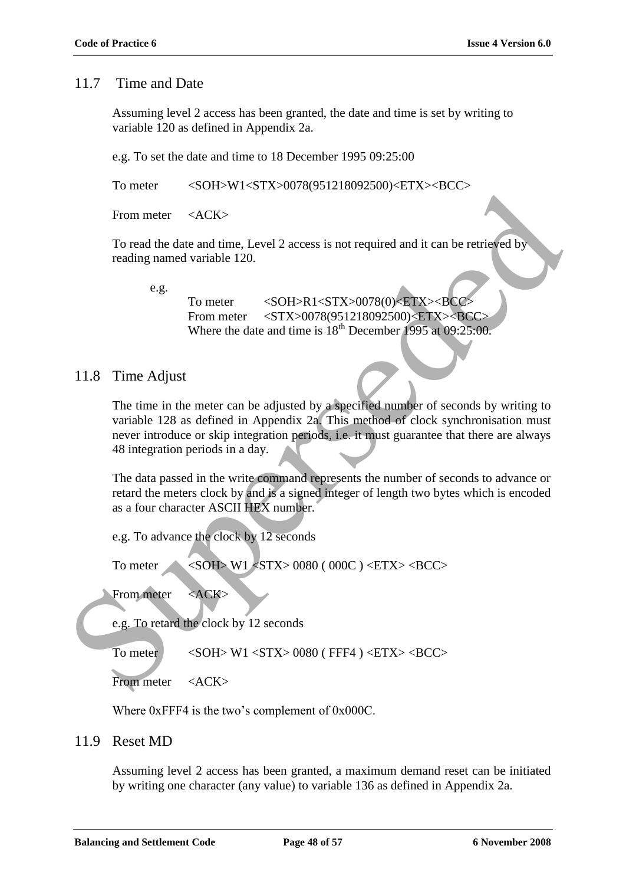## 11.7 Time and Date

Assuming level 2 access has been granted, the date and time is set by writing to variable 120 as defined in Appendix 2a.

e.g. To set the date and time to 18 December 1995 09:25:00

To meter &lt;SOH&gt;W1&lt;STX&gt;0078(951218092500)&lt;ETX&gt;&lt;BCC&gt;

From meter &lt;ACK&gt;

To read the date and time, Level 2 access is not required and it can be retrieved by reading named variable 120.

e.g.

To meter &lt;SOH&gt;R1&lt;STX&gt;0078(0)&lt;ETX&gt;&lt;BCC&gt;
From meter &lt;STX&gt;0078(951218092500)&lt;ETX&gt;&lt;BCC&gt;
Where the date and time is 18th December 1995 at 09:25:00.

## 11.8 Time Adjust

The time in the meter can be adjusted by a specified number of seconds by writing to variable 128 as defined in Appendix 2a. This method of clock synchronisation must never introduce or skip integration periods, i.e. it must guarantee that there are always 48 integration periods in a day.

The data passed in the write command represents the number of seconds to advance or retard the meters clock by and is a signed integer of length two bytes which is encoded as a four character ASCII HEX number.

e.g. To advance the clock by 12 seconds

To meter &lt;SOH&gt; W1 &lt;STX&gt; 0080 ( 000C ) &lt;ETX&gt; &lt;BCC&gt;

From meter &lt;ACK&gt;

e.g. To retard the clock by 12 seconds

To meter &lt;SOH&gt; W1 &lt;STX&gt; 0080 ( FFF4 ) &lt;ETX&gt; &lt;BCC&gt;

From meter &lt;ACK&gt;

Where 0xFFF4 is the two's complement of 0x000C.

## 11.9 Reset MD

Assuming level 2 access has been granted, a maximum demand reset can be initiated by writing one character (any value) to variable 136 as defined in Appendix 2a.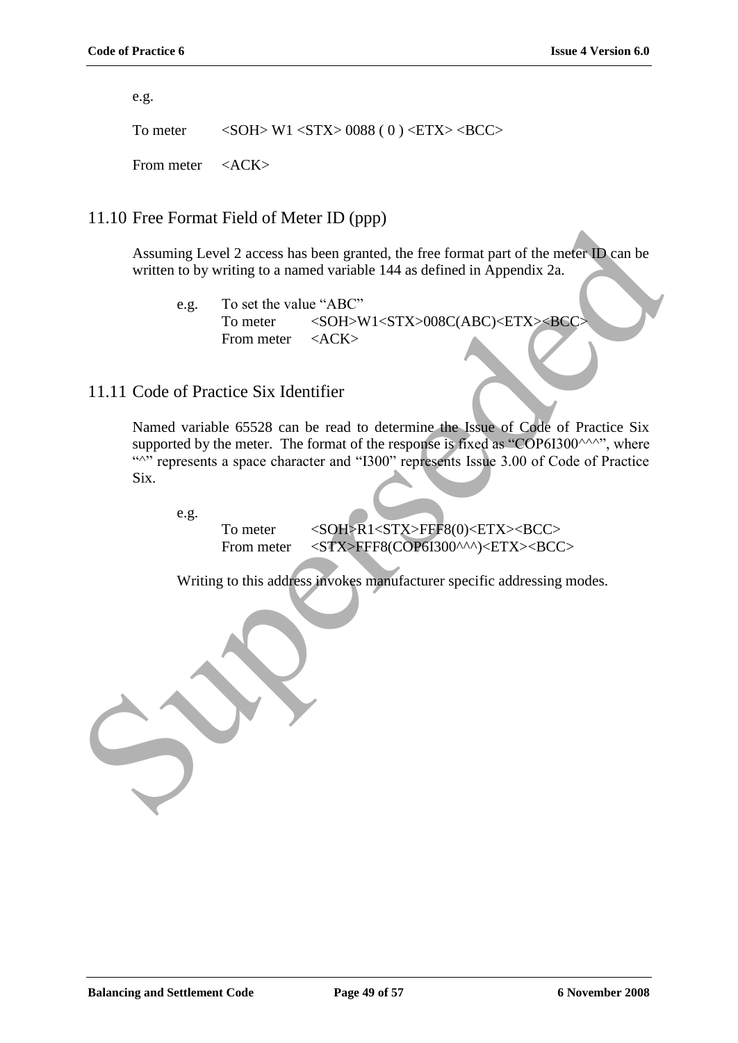e.g.

To meter &nbsp;&nbsp;&nbsp;&nbsp;&nbsp;&nbsp; <SOH> W1 <STX> 0088 ( 0 ) <ETX> <BCC>

From meter &nbsp;&nbsp; <ACK>

## 11.10 Free Format Field of Meter ID (ppp)

Assuming Level 2 access has been granted, the free format part of the meter ID can be written to by writing to a named variable 144 as defined in Appendix 2a.

e.g. &nbsp;&nbsp;&nbsp; To set the value "ABC"
To meter &nbsp;&nbsp;&nbsp;&nbsp;&nbsp;&nbsp; <SOH>W1<STX>008C(ABC)<ETX><BCC>
From meter &nbsp;&nbsp; <ACK>

## 11.11 Code of Practice Six Identifier

Named variable 65528 can be read to determine the Issue of Code of Practice Six supported by the meter. The format of the response is fixed as "COP6I300^^^", where "^" represents a space character and "I300" represents Issue 3.00 of Code of Practice Six.

e.g.
To meter &nbsp;&nbsp;&nbsp;&nbsp;&nbsp;&nbsp; <SOH>R1<STX>FFF8(0)<ETX><BCC>
From meter &nbsp;&nbsp; <STX>FFF8(COP6I300^^^)<ETX><BCC>

Writing to this address invokes manufacturer specific addressing modes.

Superseded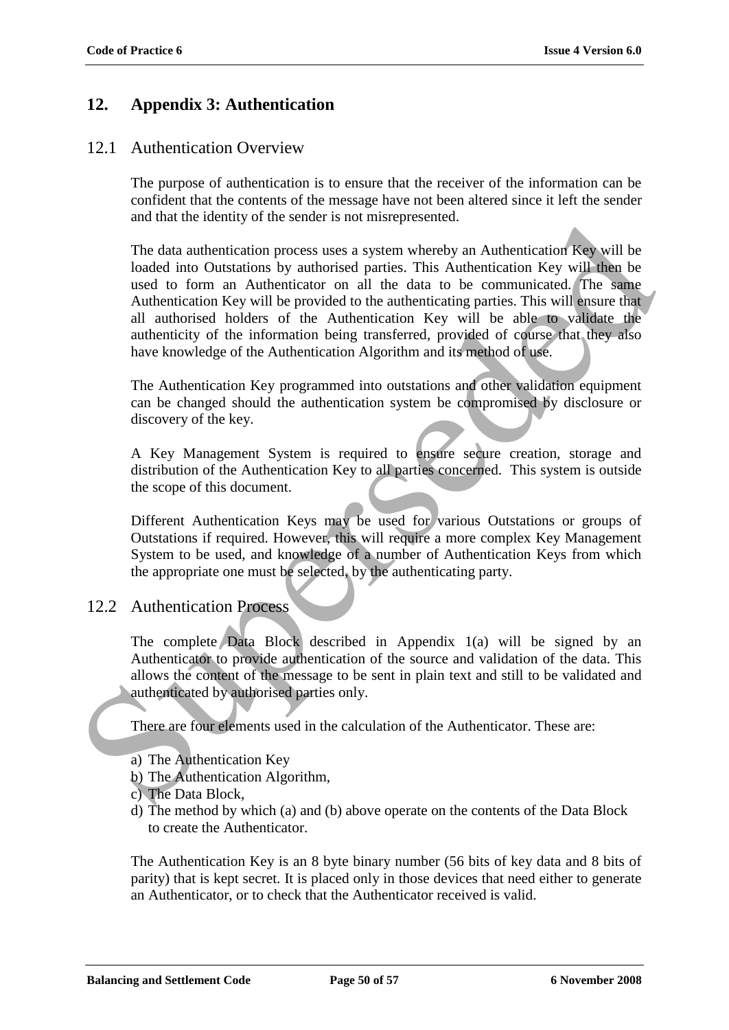# 12. Appendix 3: Authentication

## 12.1 Authentication Overview

The purpose of authentication is to ensure that the receiver of the information can be confident that the contents of the message have not been altered since it left the sender and that the identity of the sender is not misrepresented.

The data authentication process uses a system whereby an Authentication Key will be loaded into Outstations by authorised parties. This Authentication Key will then be used to form an Authenticator on all the data to be communicated. The same Authentication Key will be provided to the authenticating parties. This will ensure that all authorised holders of the Authentication Key will be able to validate the authenticity of the information being transferred, provided of course that they also have knowledge of the Authentication Algorithm and its method of use.

The Authentication Key programmed into outstations and other validation equipment can be changed should the authentication system be compromised by disclosure or discovery of the key.

A Key Management System is required to ensure secure creation, storage and distribution of the Authentication Key to all parties concerned. This system is outside the scope of this document.

Different Authentication Keys may be used for various Outstations or groups of Outstations if required. However, this will require a more complex Key Management System to be used, and knowledge of a number of Authentication Keys from which the appropriate one must be selected, by the authenticating party.

## 12.2 Authentication Process

The complete Data Block described in Appendix 1(a) will be signed by an Authenticator to provide authentication of the source and validation of the data. This allows the content of the message to be sent in plain text and still to be validated and authenticated by authorised parties only.

There are four elements used in the calculation of the Authenticator. These are:

a) The Authentication Key
b) The Authentication Algorithm,
c) The Data Block,
d) The method by which (a) and (b) above operate on the contents of the Data Block to create the Authenticator.

The Authentication Key is an 8 byte binary number (56 bits of key data and 8 bits of parity) that is kept secret. It is placed only in those devices that need either to generate an Authenticator, or to check that the Authenticator received is valid.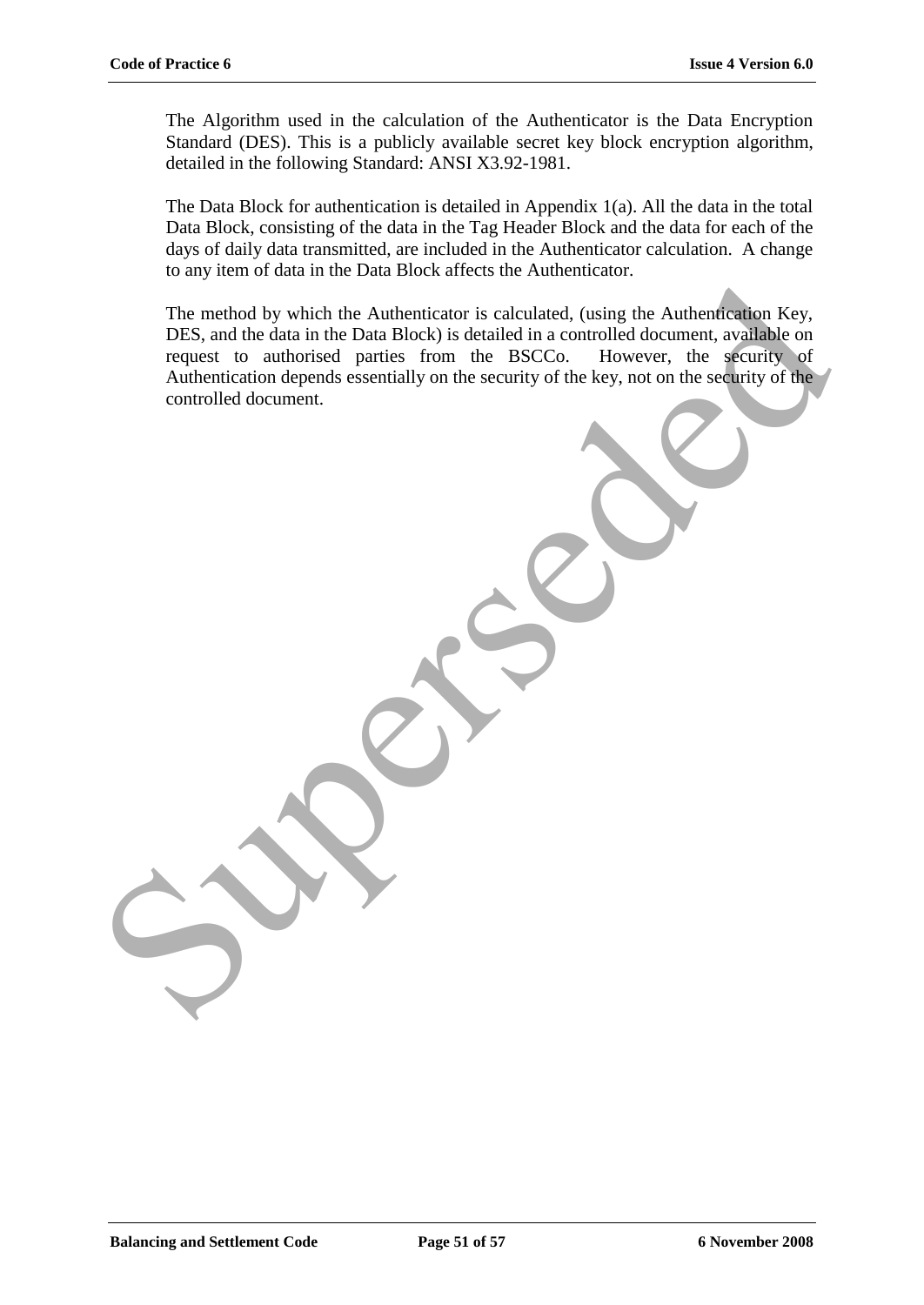The Algorithm used in the calculation of the Authenticator is the Data Encryption Standard (DES). This is a publicly available secret key block encryption algorithm, detailed in the following Standard: ANSI X3.92-1981.

The Data Block for authentication is detailed in Appendix 1(a). All the data in the total Data Block, consisting of the data in the Tag Header Block and the data for each of the days of daily data transmitted, are included in the Authenticator calculation. A change to any item of data in the Data Block affects the Authenticator.

The method by which the Authenticator is calculated, (using the Authentication Key, DES, and the data in the Data Block) is detailed in a controlled document, available on request to authorised parties from the BSCCo. However, the security of Authentication depends essentially on the security of the key, not on the security of the controlled document.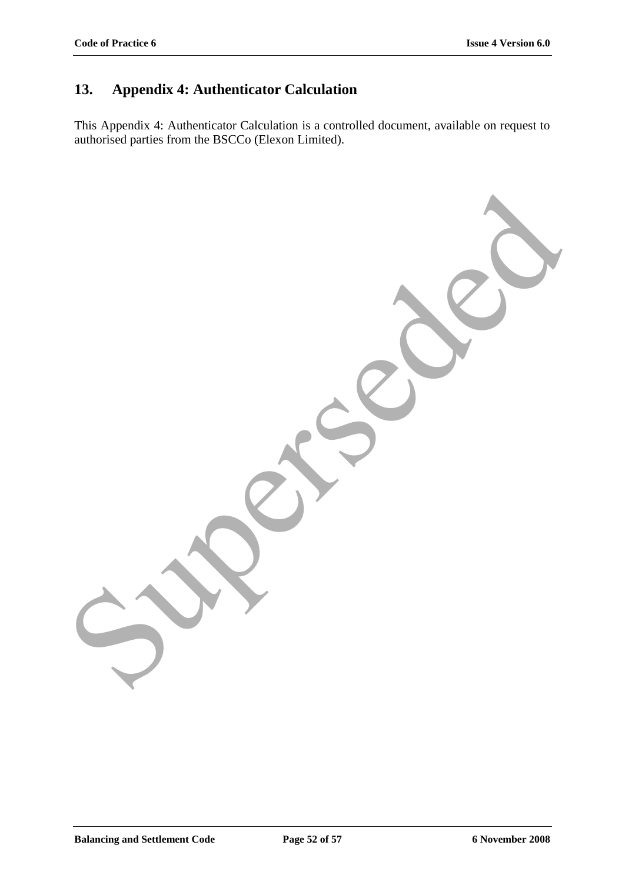# 13. Appendix 4: Authenticator Calculation

This Appendix 4: Authenticator Calculation is a controlled document, available on request to authorised parties from the BSCCo (Elexon Limited).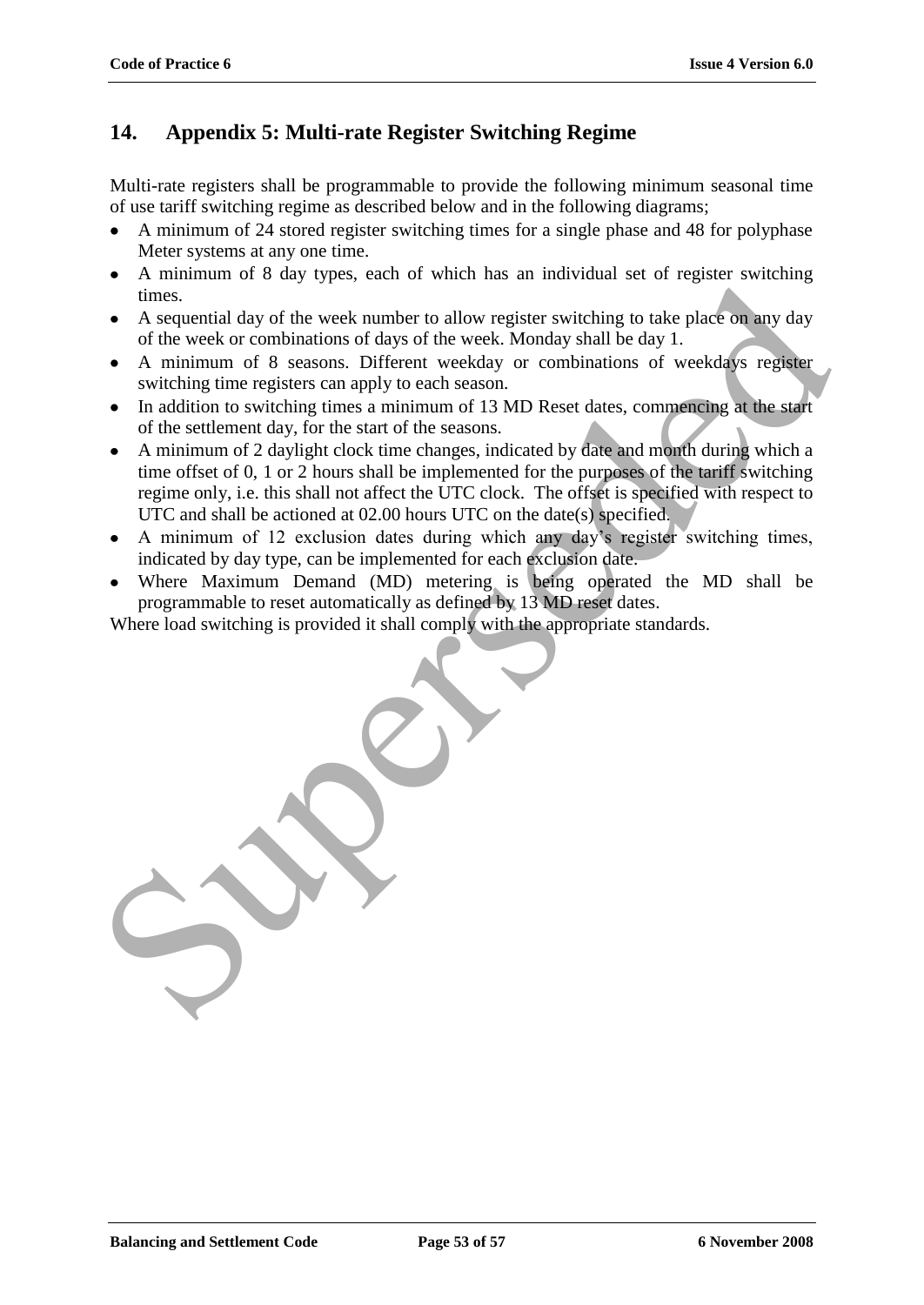# 14. Appendix 5: Multi-rate Register Switching Regime

Multi-rate registers shall be programmable to provide the following minimum seasonal time of use tariff switching regime as described below and in the following diagrams;

- A minimum of 24 stored register switching times for a single phase and 48 for polyphase Meter systems at any one time.
- A minimum of 8 day types, each of which has an individual set of register switching times.
- A sequential day of the week number to allow register switching to take place on any day of the week or combinations of days of the week. Monday shall be day 1.
- A minimum of 8 seasons. Different weekday or combinations of weekdays register switching time registers can apply to each season.
- In addition to switching times a minimum of 13 MD Reset dates, commencing at the start of the settlement day, for the start of the seasons.
- A minimum of 2 daylight clock time changes, indicated by date and month during which a time offset of 0, 1 or 2 hours shall be implemented for the purposes of the tariff switching regime only, i.e. this shall not affect the UTC clock. The offset is specified with respect to UTC and shall be actioned at 02.00 hours UTC on the date(s) specified.
- A minimum of 12 exclusion dates during which any day's register switching times, indicated by day type, can be implemented for each exclusion date.
- Where Maximum Demand (MD) metering is being operated the MD shall be programmable to reset automatically as defined by 13 MD reset dates.

Where load switching is provided it shall comply with the appropriate standards.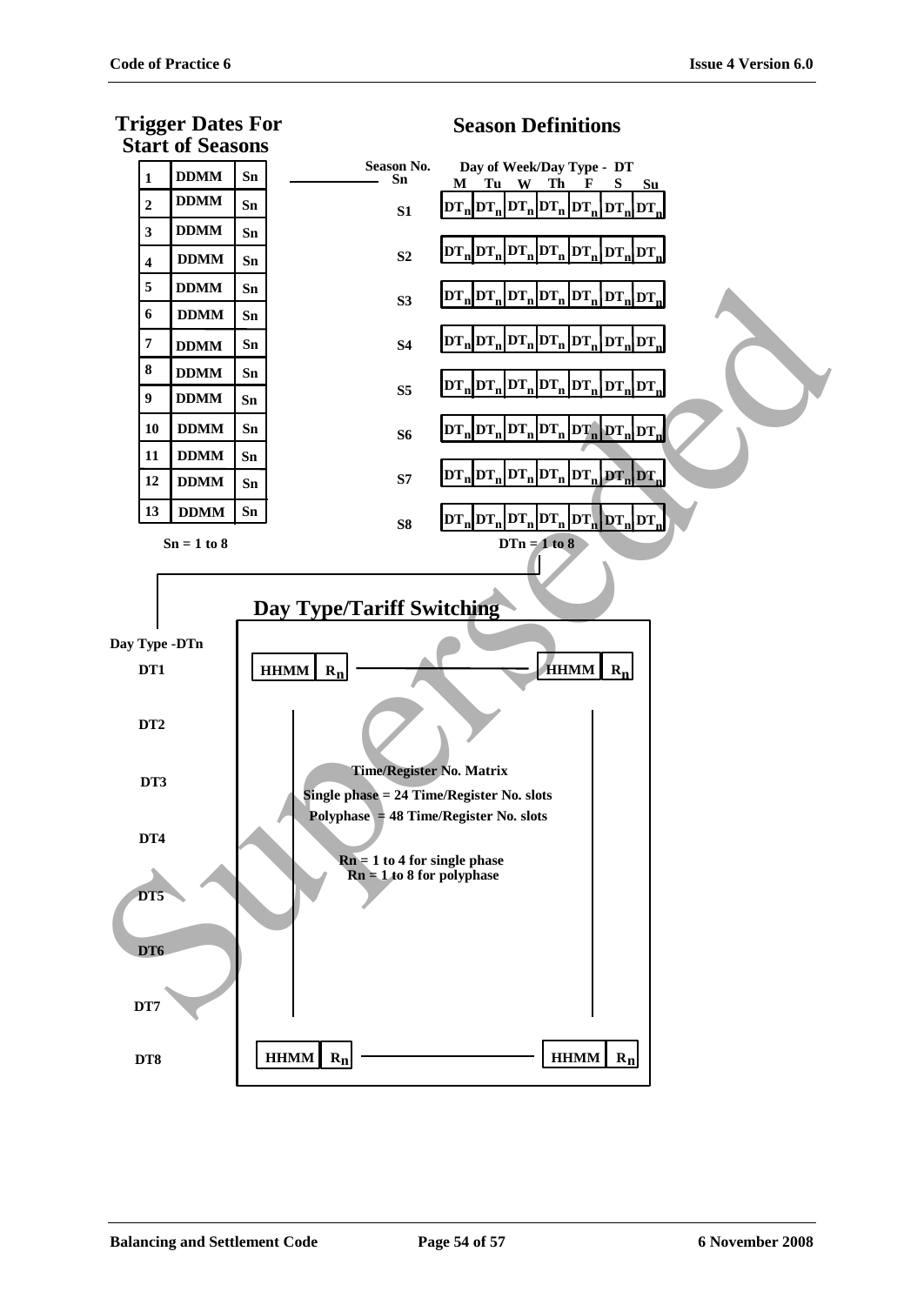## Trigger Dates For Start of Seasons

| | | |
|---|---|---|
| 1 | DDMM | Sn |
| 2 | DDMM | Sn |
| 3 | DDMM | Sn |
| 4 | DDMM | Sn |
| 5 | DDMM | Sn |
| 6 | DDMM | Sn |
| 7 | DDMM | Sn |
| 8 | DDMM | Sn |
| 9 | DDMM | Sn |
| 10 | DDMM | Sn |
| 11 | DDMM | Sn |
| 12 | DDMM | Sn |
| 13 | DDMM | Sn |

Sn = 1 to 8

## Season Definitions

| Season No. Sn | M | Tu | W | Th | F | S | Su |
|---|---|---|---|---|---|---|---|
| S1 | $DT_n$ | $DT_n$ | $DT_n$ | $DT_n$ | $DT_n$ | $DT_n$ | $DT_n$ |
| S2 | $DT_n$ | $DT_n$ | $DT_n$ | $DT_n$ | $DT_n$ | $DT_n$ | $DT_n$ |
| S3 | $DT_n$ | $DT_n$ | $DT_n$ | $DT_n$ | $DT_n$ | $DT_n$ | $DT_n$ |
| S4 | $DT_n$ | $DT_n$ | $DT_n$ | $DT_n$ | $DT_n$ | $DT_n$ | $DT_n$ |
| S5 | $DT_n$ | $DT_n$ | $DT_n$ | $DT_n$ | $DT_n$ | $DT_n$ | $DT_n$ |
| S6 | $DT_n$ | $DT_n$ | $DT_n$ | $DT_n$ | $DT_n$ | $DT_n$ | $DT_n$ |
| S7 | $DT_n$ | $DT_n$ | $DT_n$ | $DT_n$ | $DT_n$ | $DT_n$ | $DT_n$ |
| S8 | $DT_n$ | $DT_n$ | $DT_n$ | $DT_n$ | $DT_n$ | $DT_n$ | $DT_n$ |

Day of Week/Day Type - DT

DTn = 1 to 8

## Day Type/Tariff Switching

Day Type -DTn

DT1 — HHMM $R_n$ ... HHMM $R_n$

DT2

DT3

DT4

DT5

DT6

DT7

DT8 — HHMM $R_n$ ... HHMM $R_n$

**Time/Register No. Matrix**

Single phase = 24 Time/Register No. slots

Polyphase = 48 Time/Register No. slots

Rn = 1 to 4 for single phase

Rn = 1 to 8 for polyphase

Superseded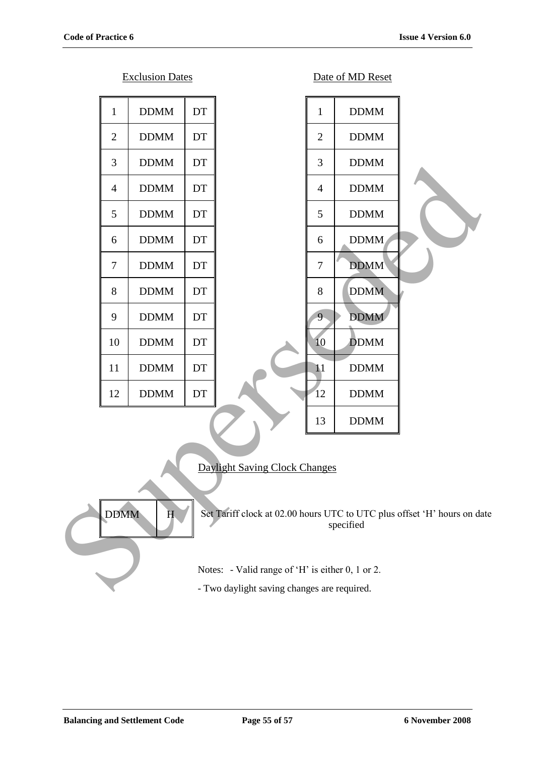Exclusion Dates

| 1 | DDMM | DT |
|---|---|---|
| 2 | DDMM | DT |
| 3 | DDMM | DT |
| 4 | DDMM | DT |
| 5 | DDMM | DT |
| 6 | DDMM | DT |
| 7 | DDMM | DT |
| 8 | DDMM | DT |
| 9 | DDMM | DT |
| 10 | DDMM | DT |
| 11 | DDMM | DT |
| 12 | DDMM | DT |

Date of MD Reset

| 1 | DDMM |
|---|---|
| 2 | DDMM |
| 3 | DDMM |
| 4 | DDMM |
| 5 | DDMM |
| 6 | DDMM |
| 7 | DDMM |
| 8 | DDMM |
| 9 | DDMM |
| 10 | DDMM |
| 11 | DDMM |
| 12 | DDMM |
| 13 | DDMM |

Daylight Saving Clock Changes

| DDMM | H |
|---|---|

Set Tariff clock at 02.00 hours UTC to UTC plus offset 'H' hours on date specified

Notes: - Valid range of 'H' is either 0, 1 or 2.

- Two daylight saving changes are required.

Superseded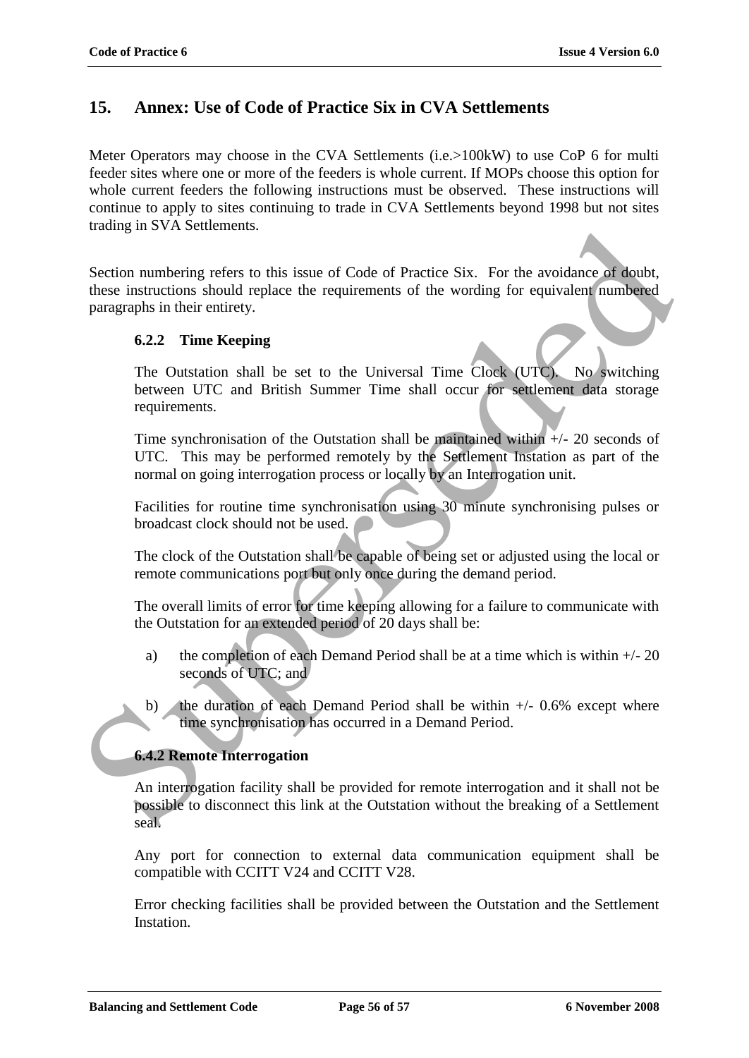# 15. Annex: Use of Code of Practice Six in CVA Settlements

Meter Operators may choose in the CVA Settlements (i.e.>100kW) to use CoP 6 for multi feeder sites where one or more of the feeders is whole current. If MOPs choose this option for whole current feeders the following instructions must be observed. These instructions will continue to apply to sites continuing to trade in CVA Settlements beyond 1998 but not sites trading in SVA Settlements.

Section numbering refers to this issue of Code of Practice Six. For the avoidance of doubt, these instructions should replace the requirements of the wording for equivalent numbered paragraphs in their entirety.

### 6.2.2 Time Keeping

The Outstation shall be set to the Universal Time Clock (UTC). No switching between UTC and British Summer Time shall occur for settlement data storage requirements.

Time synchronisation of the Outstation shall be maintained within +/- 20 seconds of UTC. This may be performed remotely by the Settlement Instation as part of the normal on going interrogation process or locally by an Interrogation unit.

Facilities for routine time synchronisation using 30 minute synchronising pulses or broadcast clock should not be used.

The clock of the Outstation shall be capable of being set or adjusted using the local or remote communications port but only once during the demand period.

The overall limits of error for time keeping allowing for a failure to communicate with the Outstation for an extended period of 20 days shall be:

a) the completion of each Demand Period shall be at a time which is within +/- 20 seconds of UTC; and

b) the duration of each Demand Period shall be within +/- 0.6% except where time synchronisation has occurred in a Demand Period.

### 6.4.2 Remote Interrogation

An interrogation facility shall be provided for remote interrogation and it shall not be possible to disconnect this link at the Outstation without the breaking of a Settlement seal.

Any port for connection to external data communication equipment shall be compatible with CCITT V24 and CCITT V28.

Error checking facilities shall be provided between the Outstation and the Settlement Instation.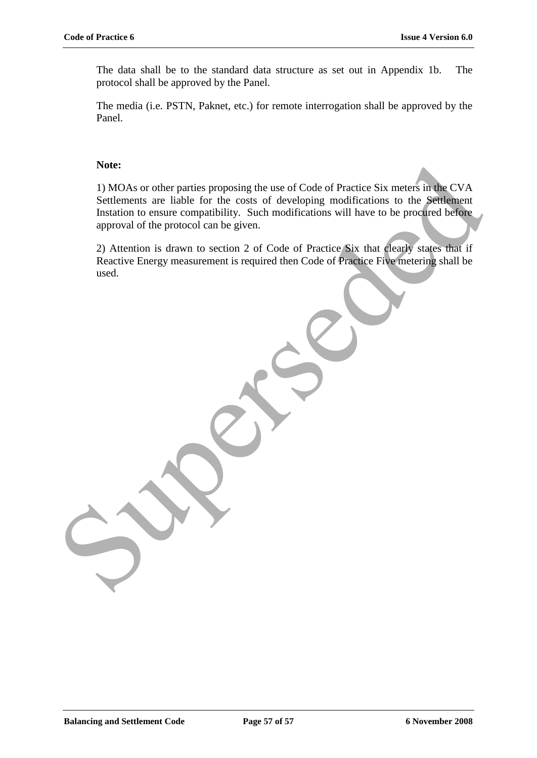The data shall be to the standard data structure as set out in Appendix 1b. The protocol shall be approved by the Panel.

The media (i.e. PSTN, Paknet, etc.) for remote interrogation shall be approved by the Panel.

**Note:**

1) MOAs or other parties proposing the use of Code of Practice Six meters in the CVA Settlements are liable for the costs of developing modifications to the Settlement Instation to ensure compatibility. Such modifications will have to be procured before approval of the protocol can be given.

2) Attention is drawn to section 2 of Code of Practice Six that clearly states that if Reactive Energy measurement is required then Code of Practice Five metering shall be used.

Superseded